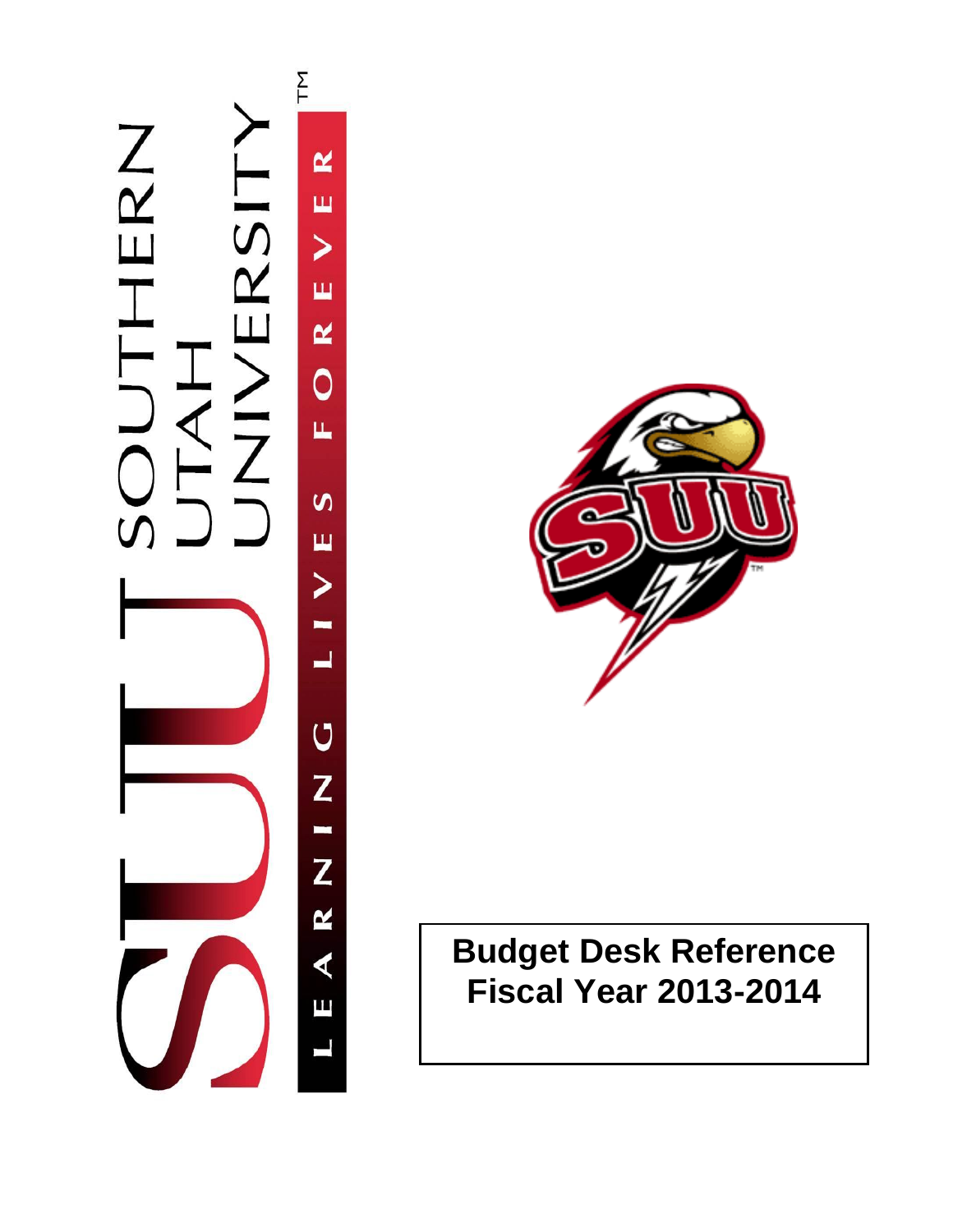SOUTHERN UTAH UNIVERSITY™

LEARNING LIVES FOREVER

# Budget Desk Reference Fiscal Year 2013-2014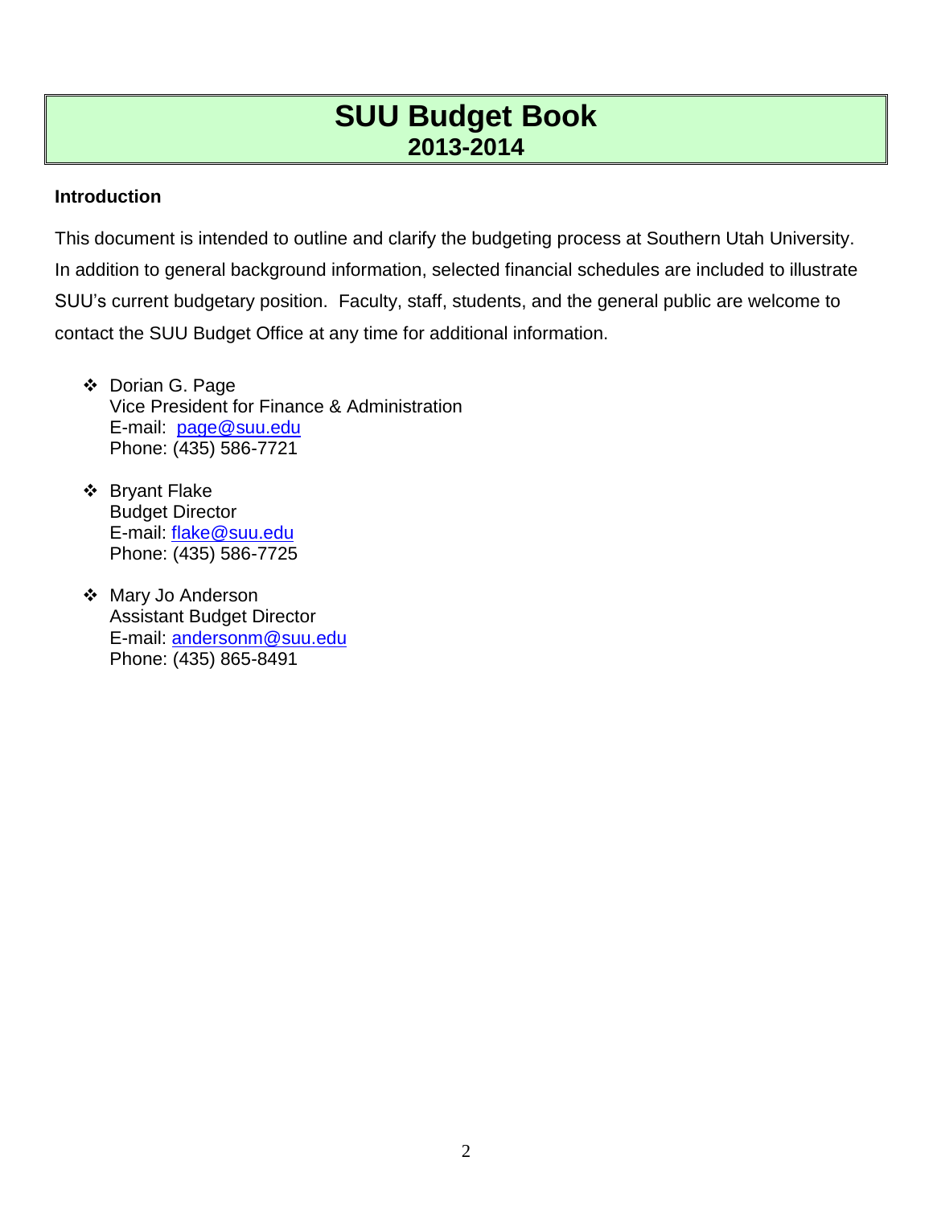# SUU Budget Book
## 2013-2014

**Introduction**

This document is intended to outline and clarify the budgeting process at Southern Utah University. In addition to general background information, selected financial schedules are included to illustrate SUU's current budgetary position. Faculty, staff, students, and the general public are welcome to contact the SUU Budget Office at any time for additional information.

- Dorian G. Page
  Vice President for Finance & Administration
  E-mail: page@suu.edu
  Phone: (435) 586-7721

- Bryant Flake
  Budget Director
  E-mail: flake@suu.edu
  Phone: (435) 586-7725

- Mary Jo Anderson
  Assistant Budget Director
  E-mail: andersonm@suu.edu
  Phone: (435) 865-8491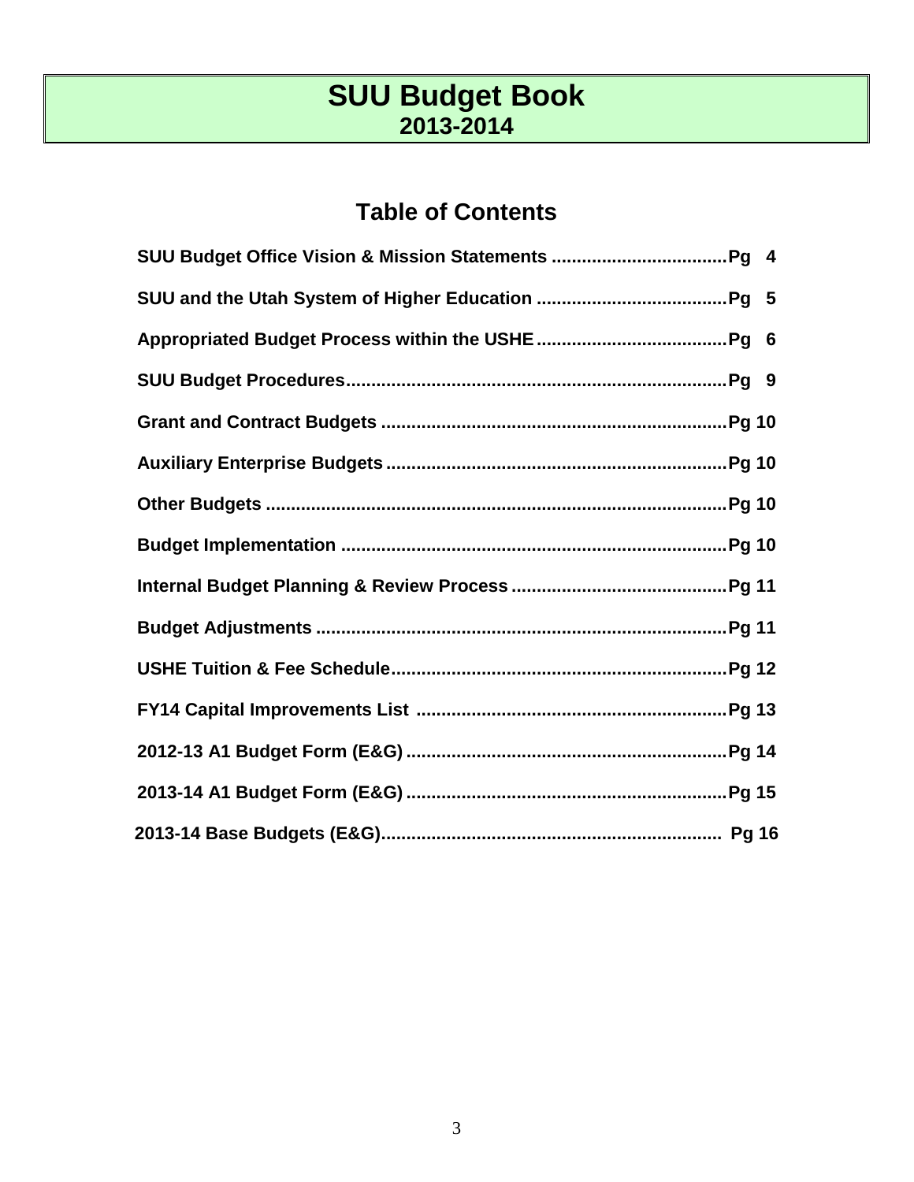# SUU Budget Book
## 2013-2014

## Table of Contents

**SUU Budget Office Vision & Mission Statements ...................................Pg 4**

**SUU and the Utah System of Higher Education ......................................Pg 5**

**Appropriated Budget Process within the USHE......................................Pg 6**

**SUU Budget Procedures............................................................................Pg 9**

**Grant and Contract Budgets .....................................................................Pg 10**

**Auxiliary Enterprise Budgets ....................................................................Pg 10**

**Other Budgets ............................................................................................Pg 10**

**Budget Implementation .............................................................................Pg 10**

**Internal Budget Planning & Review Process ...........................................Pg 11**

**Budget Adjustments ..................................................................................Pg 11**

**USHE Tuition & Fee Schedule...................................................................Pg 12**

**FY14 Capital Improvements List ..............................................................Pg 13**

**2012-13 A1 Budget Form (E&G) ................................................................Pg 14**

**2013-14 A1 Budget Form (E&G) ................................................................Pg 15**

**2013-14 Base Budgets (E&G)...................................................................Pg 16**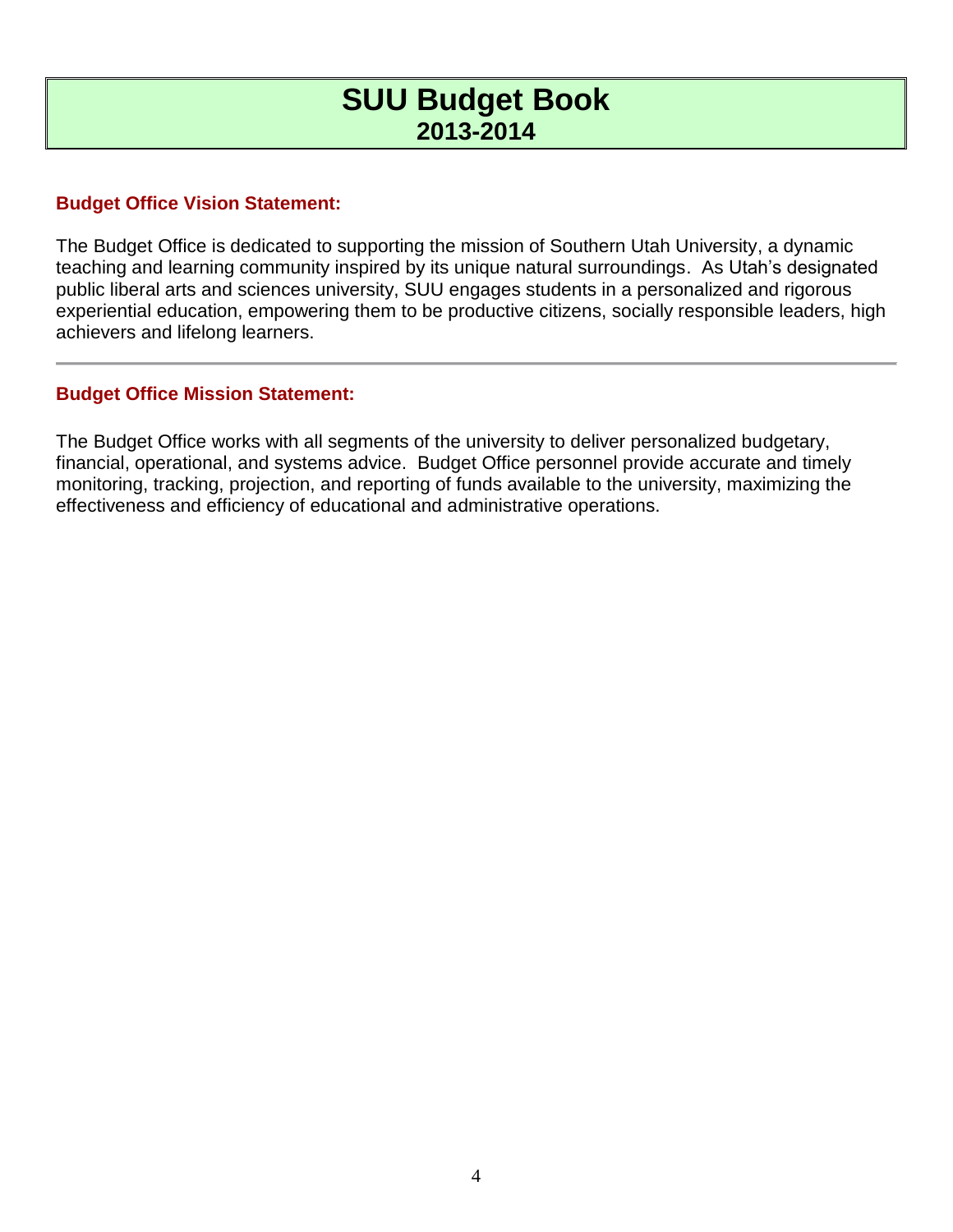# SUU Budget Book
## 2013-2014

### Budget Office Vision Statement:

The Budget Office is dedicated to supporting the mission of Southern Utah University, a dynamic teaching and learning community inspired by its unique natural surroundings. As Utah's designated public liberal arts and sciences university, SUU engages students in a personalized and rigorous experiential education, empowering them to be productive citizens, socially responsible leaders, high achievers and lifelong learners.

---

### Budget Office Mission Statement:

The Budget Office works with all segments of the university to deliver personalized budgetary, financial, operational, and systems advice. Budget Office personnel provide accurate and timely monitoring, tracking, projection, and reporting of funds available to the university, maximizing the effectiveness and efficiency of educational and administrative operations.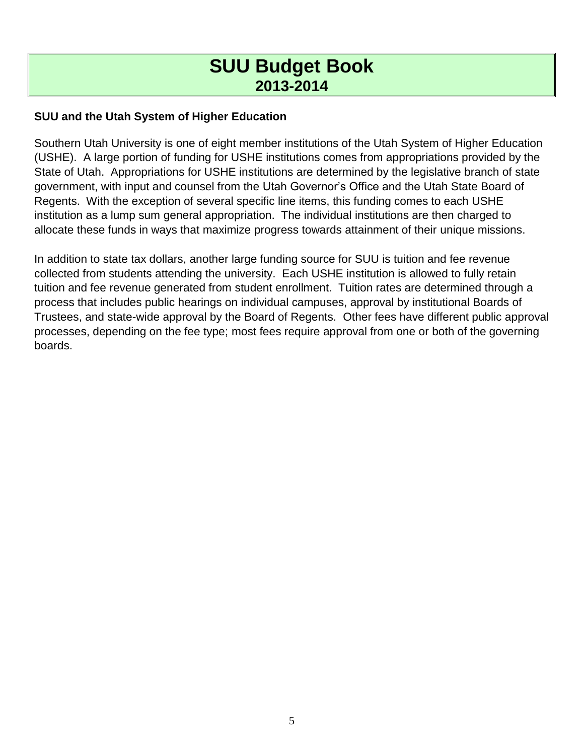# SUU Budget Book
## 2013-2014

### SUU and the Utah System of Higher Education

Southern Utah University is one of eight member institutions of the Utah System of Higher Education (USHE). A large portion of funding for USHE institutions comes from appropriations provided by the State of Utah. Appropriations for USHE institutions are determined by the legislative branch of state government, with input and counsel from the Utah Governor's Office and the Utah State Board of Regents. With the exception of several specific line items, this funding comes to each USHE institution as a lump sum general appropriation. The individual institutions are then charged to allocate these funds in ways that maximize progress towards attainment of their unique missions.

In addition to state tax dollars, another large funding source for SUU is tuition and fee revenue collected from students attending the university. Each USHE institution is allowed to fully retain tuition and fee revenue generated from student enrollment. Tuition rates are determined through a process that includes public hearings on individual campuses, approval by institutional Boards of Trustees, and state-wide approval by the Board of Regents. Other fees have different public approval processes, depending on the fee type; most fees require approval from one or both of the governing boards.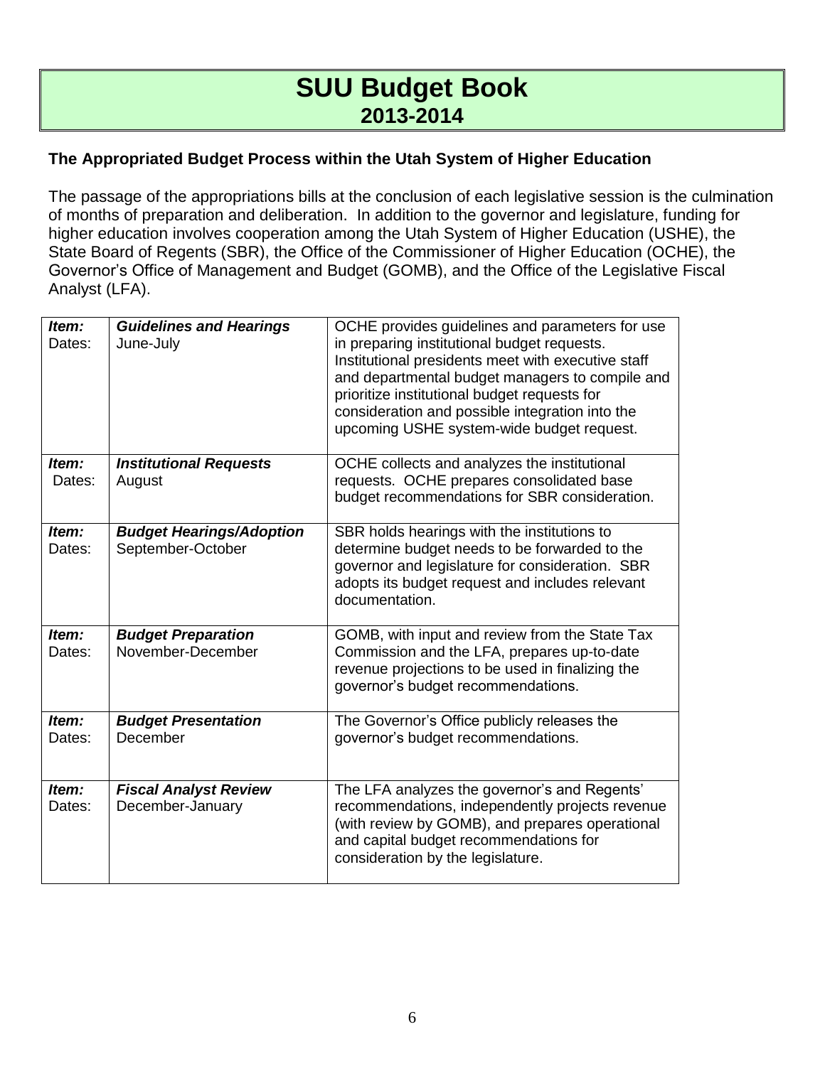# SUU Budget Book
## 2013-2014

**The Appropriated Budget Process within the Utah System of Higher Education**

The passage of the appropriations bills at the conclusion of each legislative session is the culmination of months of preparation and deliberation. In addition to the governor and legislature, funding for higher education involves cooperation among the Utah System of Higher Education (USHE), the State Board of Regents (SBR), the Office of the Commissioner of Higher Education (OCHE), the Governor's Office of Management and Budget (GOMB), and the Office of the Legislative Fiscal Analyst (LFA).

| | | |
|---|---|---|
| ***Item:*** Dates: | ***Guidelines and Hearings*** June-July | OCHE provides guidelines and parameters for use in preparing institutional budget requests. Institutional presidents meet with executive staff and departmental budget managers to compile and prioritize institutional budget requests for consideration and possible integration into the upcoming USHE system-wide budget request. |
| ***Item:*** Dates: | ***Institutional Requests*** August | OCHE collects and analyzes the institutional requests. OCHE prepares consolidated base budget recommendations for SBR consideration. |
| ***Item:*** Dates: | ***Budget Hearings/Adoption*** September-October | SBR holds hearings with the institutions to determine budget needs to be forwarded to the governor and legislature for consideration. SBR adopts its budget request and includes relevant documentation. |
| ***Item:*** Dates: | ***Budget Preparation*** November-December | GOMB, with input and review from the State Tax Commission and the LFA, prepares up-to-date revenue projections to be used in finalizing the governor's budget recommendations. |
| ***Item:*** Dates: | ***Budget Presentation*** December | The Governor's Office publicly releases the governor's budget recommendations. |
| ***Item:*** Dates: | ***Fiscal Analyst Review*** December-January | The LFA analyzes the governor's and Regents' recommendations, independently projects revenue (with review by GOMB), and prepares operational and capital budget recommendations for consideration by the legislature. |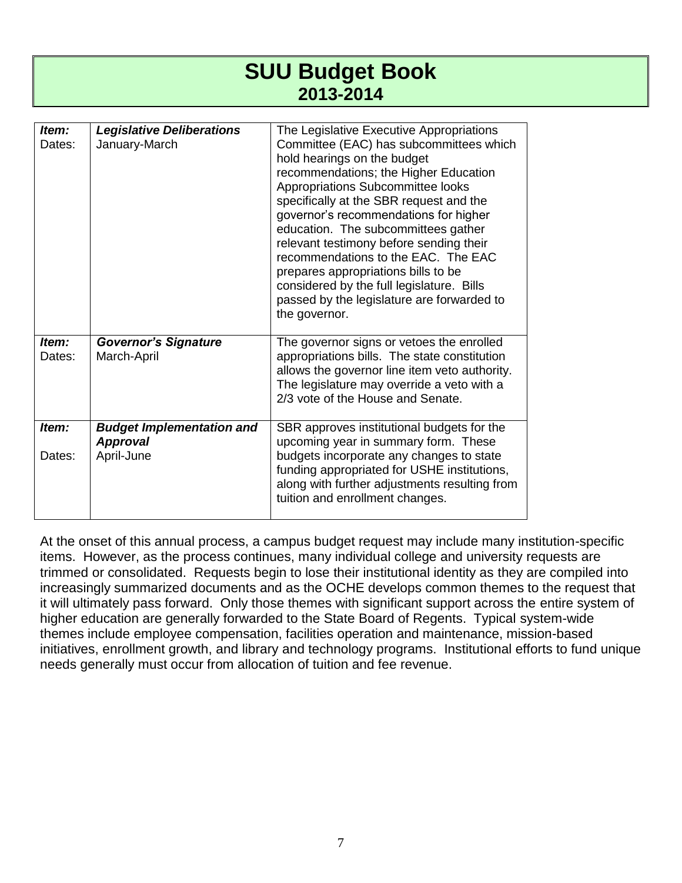# SUU Budget Book
## 2013-2014

| | | |
|---|---|---|
| ***Item:*** Dates: | ***Legislative Deliberations*** January-March | The Legislative Executive Appropriations Committee (EAC) has subcommittees which hold hearings on the budget recommendations; the Higher Education Appropriations Subcommittee looks specifically at the SBR request and the governor's recommendations for higher education. The subcommittees gather relevant testimony before sending their recommendations to the EAC. The EAC prepares appropriations bills to be considered by the full legislature. Bills passed by the legislature are forwarded to the governor. |
| ***Item:*** Dates: | ***Governor's Signature*** March-April | The governor signs or vetoes the enrolled appropriations bills. The state constitution allows the governor line item veto authority. The legislature may override a veto with a 2/3 vote of the House and Senate. |
| ***Item:*** Dates: | ***Budget Implementation and Approval*** April-June | SBR approves institutional budgets for the upcoming year in summary form. These budgets incorporate any changes to state funding appropriated for USHE institutions, along with further adjustments resulting from tuition and enrollment changes. |

At the onset of this annual process, a campus budget request may include many institution-specific items. However, as the process continues, many individual college and university requests are trimmed or consolidated. Requests begin to lose their institutional identity as they are compiled into increasingly summarized documents and as the OCHE develops common themes to the request that it will ultimately pass forward. Only those themes with significant support across the entire system of higher education are generally forwarded to the State Board of Regents. Typical system-wide themes include employee compensation, facilities operation and maintenance, mission-based initiatives, enrollment growth, and library and technology programs. Institutional efforts to fund unique needs generally must occur from allocation of tuition and fee revenue.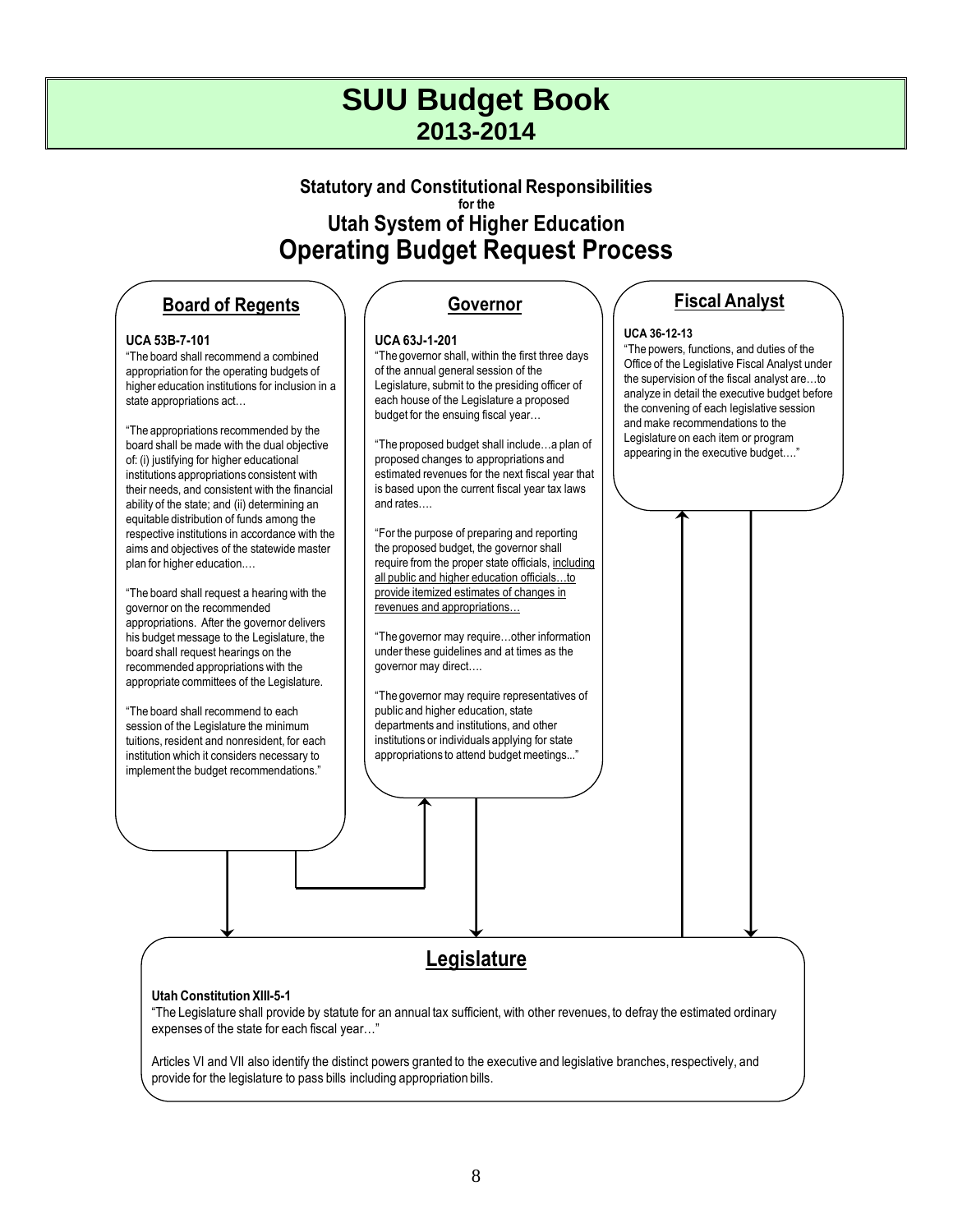# SUU Budget Book
## 2013-2014

### Statutory and Constitutional Responsibilities
for the
### Utah System of Higher Education
## Operating Budget Request Process

### Board of Regents

**UCA 53B-7-101**

"The board shall recommend a combined appropriation for the operating budgets of higher education institutions for inclusion in a state appropriations act…

"The appropriations recommended by the board shall be made with the dual objective of: (i) justifying for higher educational institutions appropriations consistent with their needs, and consistent with the financial ability of the state; and (ii) determining an equitable distribution of funds among the respective institutions in accordance with the aims and objectives of the statewide master plan for higher education.…

"The board shall request a hearing with the governor on the recommended appropriations. After the governor delivers his budget message to the Legislature, the board shall request hearings on the recommended appropriations with the appropriate committees of the Legislature.

"The board shall recommend to each session of the Legislature the minimum tuitions, resident and nonresident, for each institution which it considers necessary to implement the budget recommendations."

### Governor

**UCA 63J-1-201**

"The governor shall, within the first three days of the annual general session of the Legislature, submit to the presiding officer of each house of the Legislature a proposed budget for the ensuing fiscal year…

"The proposed budget shall include…a plan of proposed changes to appropriations and estimated revenues for the next fiscal year that is based upon the current fiscal year tax laws and rates.…

"For the purpose of preparing and reporting the proposed budget, the governor shall require from the proper state officials, including all public and higher education officials…to provide itemized estimates of changes in revenues and appropriations…

"The governor may require…other information under these guidelines and at times as the governor may direct.…

"The governor may require representatives of public and higher education, state departments and institutions, and other institutions or individuals applying for state appropriations to attend budget meetings..."

### Fiscal Analyst

**UCA 36-12-13**

"The powers, functions, and duties of the Office of the Legislative Fiscal Analyst under the supervision of the fiscal analyst are…to analyze in detail the executive budget before the convening of each legislative session and make recommendations to the Legislature on each item or program appearing in the executive budget.…"

### Legislature

**Utah Constitution XIII-5-1**

"The Legislature shall provide by statute for an annual tax sufficient, with other revenues, to defray the estimated ordinary expenses of the state for each fiscal year…"

Articles VI and VII also identify the distinct powers granted to the executive and legislative branches, respectively, and provide for the legislature to pass bills including appropriation bills.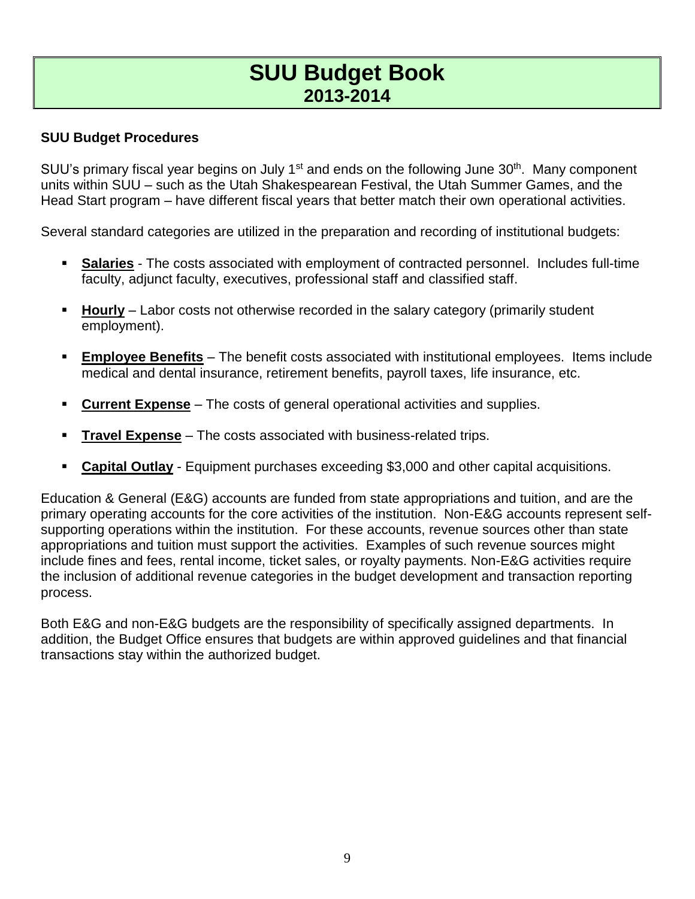# SUU Budget Book
## 2013-2014

### SUU Budget Procedures

SUU's primary fiscal year begins on July 1st and ends on the following June 30th. Many component units within SUU – such as the Utah Shakespearean Festival, the Utah Summer Games, and the Head Start program – have different fiscal years that better match their own operational activities.

Several standard categories are utilized in the preparation and recording of institutional budgets:

- **Salaries** - The costs associated with employment of contracted personnel. Includes full-time faculty, adjunct faculty, executives, professional staff and classified staff.
- **Hourly** – Labor costs not otherwise recorded in the salary category (primarily student employment).
- **Employee Benefits** – The benefit costs associated with institutional employees. Items include medical and dental insurance, retirement benefits, payroll taxes, life insurance, etc.
- **Current Expense** – The costs of general operational activities and supplies.
- **Travel Expense** – The costs associated with business-related trips.
- **Capital Outlay** - Equipment purchases exceeding $3,000 and other capital acquisitions.

Education & General (E&G) accounts are funded from state appropriations and tuition, and are the primary operating accounts for the core activities of the institution. Non-E&G accounts represent self-supporting operations within the institution. For these accounts, revenue sources other than state appropriations and tuition must support the activities. Examples of such revenue sources might include fines and fees, rental income, ticket sales, or royalty payments. Non-E&G activities require the inclusion of additional revenue categories in the budget development and transaction reporting process.

Both E&G and non-E&G budgets are the responsibility of specifically assigned departments. In addition, the Budget Office ensures that budgets are within approved guidelines and that financial transactions stay within the authorized budget.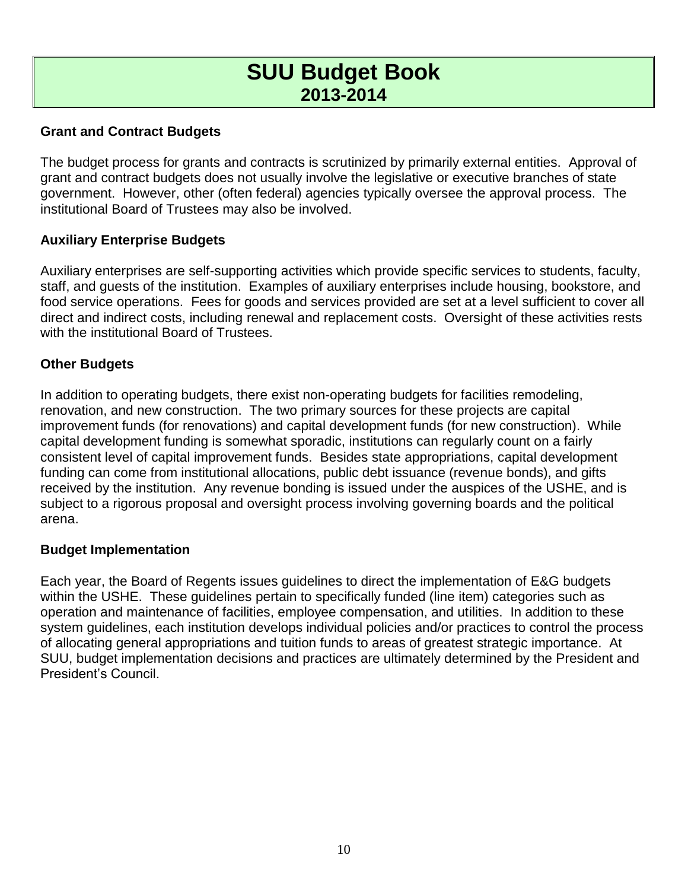# SUU Budget Book
## 2013-2014

**Grant and Contract Budgets**

The budget process for grants and contracts is scrutinized by primarily external entities. Approval of grant and contract budgets does not usually involve the legislative or executive branches of state government. However, other (often federal) agencies typically oversee the approval process. The institutional Board of Trustees may also be involved.

**Auxiliary Enterprise Budgets**

Auxiliary enterprises are self-supporting activities which provide specific services to students, faculty, staff, and guests of the institution. Examples of auxiliary enterprises include housing, bookstore, and food service operations. Fees for goods and services provided are set at a level sufficient to cover all direct and indirect costs, including renewal and replacement costs. Oversight of these activities rests with the institutional Board of Trustees.

**Other Budgets**

In addition to operating budgets, there exist non-operating budgets for facilities remodeling, renovation, and new construction. The two primary sources for these projects are capital improvement funds (for renovations) and capital development funds (for new construction). While capital development funding is somewhat sporadic, institutions can regularly count on a fairly consistent level of capital improvement funds. Besides state appropriations, capital development funding can come from institutional allocations, public debt issuance (revenue bonds), and gifts received by the institution. Any revenue bonding is issued under the auspices of the USHE, and is subject to a rigorous proposal and oversight process involving governing boards and the political arena.

**Budget Implementation**

Each year, the Board of Regents issues guidelines to direct the implementation of E&G budgets within the USHE. These guidelines pertain to specifically funded (line item) categories such as operation and maintenance of facilities, employee compensation, and utilities. In addition to these system guidelines, each institution develops individual policies and/or practices to control the process of allocating general appropriations and tuition funds to areas of greatest strategic importance. At SUU, budget implementation decisions and practices are ultimately determined by the President and President's Council.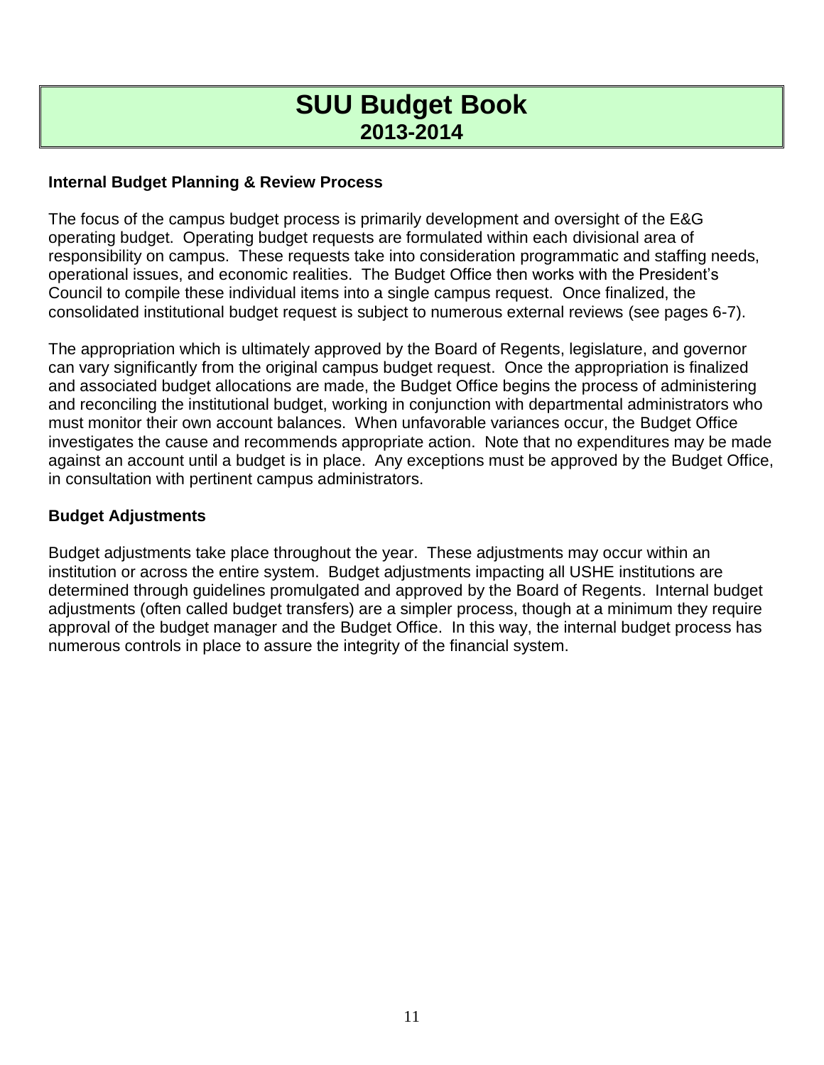# SUU Budget Book
## 2013-2014

### Internal Budget Planning & Review Process

The focus of the campus budget process is primarily development and oversight of the E&G operating budget. Operating budget requests are formulated within each divisional area of responsibility on campus. These requests take into consideration programmatic and staffing needs, operational issues, and economic realities. The Budget Office then works with the President's Council to compile these individual items into a single campus request. Once finalized, the consolidated institutional budget request is subject to numerous external reviews (see pages 6-7).

The appropriation which is ultimately approved by the Board of Regents, legislature, and governor can vary significantly from the original campus budget request. Once the appropriation is finalized and associated budget allocations are made, the Budget Office begins the process of administering and reconciling the institutional budget, working in conjunction with departmental administrators who must monitor their own account balances. When unfavorable variances occur, the Budget Office investigates the cause and recommends appropriate action. Note that no expenditures may be made against an account until a budget is in place. Any exceptions must be approved by the Budget Office, in consultation with pertinent campus administrators.

### Budget Adjustments

Budget adjustments take place throughout the year. These adjustments may occur within an institution or across the entire system. Budget adjustments impacting all USHE institutions are determined through guidelines promulgated and approved by the Board of Regents. Internal budget adjustments (often called budget transfers) are a simpler process, though at a minimum they require approval of the budget manager and the Budget Office. In this way, the internal budget process has numerous controls in place to assure the integrity of the financial system.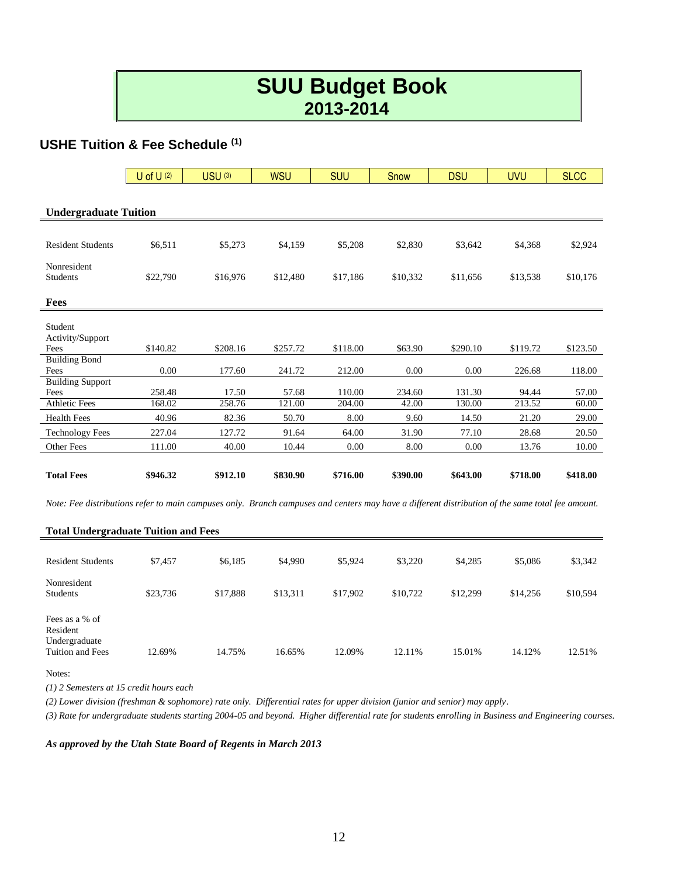# SUU Budget Book
## 2013-2014

### USHE Tuition & Fee Schedule (1)

| | U of U (2) | USU (3) | WSU | SUU | Snow | DSU | UVU | SLCC |
|---|---|---|---|---|---|---|---|---|
| **Undergraduate Tuition** | | | | | | | | |
| Resident Students | $6,511 | $5,273 | $4,159 | $5,208 | $2,830 | $3,642 | $4,368 | $2,924 |
| Nonresident Students | $22,790 | $16,976 | $12,480 | $17,186 | $10,332 | $11,656 | $13,538 | $10,176 |
| **Fees** | | | | | | | | |
| Student Activity/Support Fees | $140.82 | $208.16 | $257.72 | $118.00 | $63.90 | $290.10 | $119.72 | $123.50 |
| Building Bond Fees | 0.00 | 177.60 | 241.72 | 212.00 | 0.00 | 0.00 | 226.68 | 118.00 |
| Building Support Fees | 258.48 | 17.50 | 57.68 | 110.00 | 234.60 | 131.30 | 94.44 | 57.00 |
| Athletic Fees | 168.02 | 258.76 | 121.00 | 204.00 | 42.00 | 130.00 | 213.52 | 60.00 |
| Health Fees | 40.96 | 82.36 | 50.70 | 8.00 | 9.60 | 14.50 | 21.20 | 29.00 |
| Technology Fees | 227.04 | 127.72 | 91.64 | 64.00 | 31.90 | 77.10 | 28.68 | 20.50 |
| Other Fees | 111.00 | 40.00 | 10.44 | 0.00 | 8.00 | 0.00 | 13.76 | 10.00 |
| **Total Fees** | **$946.32** | **$912.10** | **$830.90** | **$716.00** | **$390.00** | **$643.00** | **$718.00** | **$418.00** |

*Note: Fee distributions refer to main campuses only. Branch campuses and centers may have a different distribution of the same total fee amount.*

| **Total Undergraduate Tuition and Fees** | U of U (2) | USU (3) | WSU | SUU | Snow | DSU | UVU | SLCC |
|---|---|---|---|---|---|---|---|---|
| Resident Students | $7,457 | $6,185 | $4,990 | $5,924 | $3,220 | $4,285 | $5,086 | $3,342 |
| Nonresident Students | $23,736 | $17,888 | $13,311 | $17,902 | $10,722 | $12,299 | $14,256 | $10,594 |
| Fees as a % of Resident Undergraduate Tuition and Fees | 12.69% | 14.75% | 16.65% | 12.09% | 12.11% | 15.01% | 14.12% | 12.51% |

Notes:

*(1) 2 Semesters at 15 credit hours each*

*(2) Lower division (freshman & sophomore) rate only. Differential rates for upper division (junior and senior) may apply.*

*(3) Rate for undergraduate students starting 2004-05 and beyond. Higher differential rate for students enrolling in Business and Engineering courses.*

***As approved by the Utah State Board of Regents in March 2013***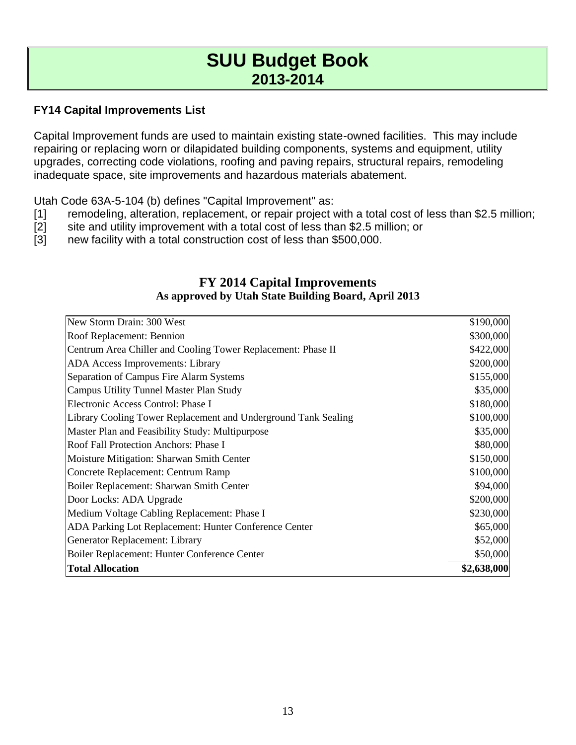# SUU Budget Book
## 2013-2014

**FY14 Capital Improvements List**

Capital Improvement funds are used to maintain existing state-owned facilities. This may include repairing or replacing worn or dilapidated building components, systems and equipment, utility upgrades, correcting code violations, roofing and paving repairs, structural repairs, remodeling inadequate space, site improvements and hazardous materials abatement.

Utah Code 63A-5-104 (b) defines "Capital Improvement" as:

[1] remodeling, alteration, replacement, or repair project with a total cost of less than $2.5 million;
[2] site and utility improvement with a total cost of less than $2.5 million; or
[3] new facility with a total construction cost of less than $500,000.

### FY 2014 Capital Improvements
**As approved by Utah State Building Board, April 2013**

| Project | Amount |
|---|---|
| New Storm Drain: 300 West | $190,000 |
| Roof Replacement: Bennion | $300,000 |
| Centrum Area Chiller and Cooling Tower Replacement: Phase II | $422,000 |
| ADA Access Improvements: Library | $200,000 |
| Separation of Campus Fire Alarm Systems | $155,000 |
| Campus Utility Tunnel Master Plan Study | $35,000 |
| Electronic Access Control: Phase I | $180,000 |
| Library Cooling Tower Replacement and Underground Tank Sealing | $100,000 |
| Master Plan and Feasibility Study: Multipurpose | $35,000 |
| Roof Fall Protection Anchors: Phase I | $80,000 |
| Moisture Mitigation: Sharwan Smith Center | $150,000 |
| Concrete Replacement: Centrum Ramp | $100,000 |
| Boiler Replacement: Sharwan Smith Center | $94,000 |
| Door Locks: ADA Upgrade | $200,000 |
| Medium Voltage Cabling Replacement: Phase I | $230,000 |
| ADA Parking Lot Replacement: Hunter Conference Center | $65,000 |
| Generator Replacement: Library | $52,000 |
| Boiler Replacement: Hunter Conference Center | $50,000 |
| **Total Allocation** | **$2,638,000** |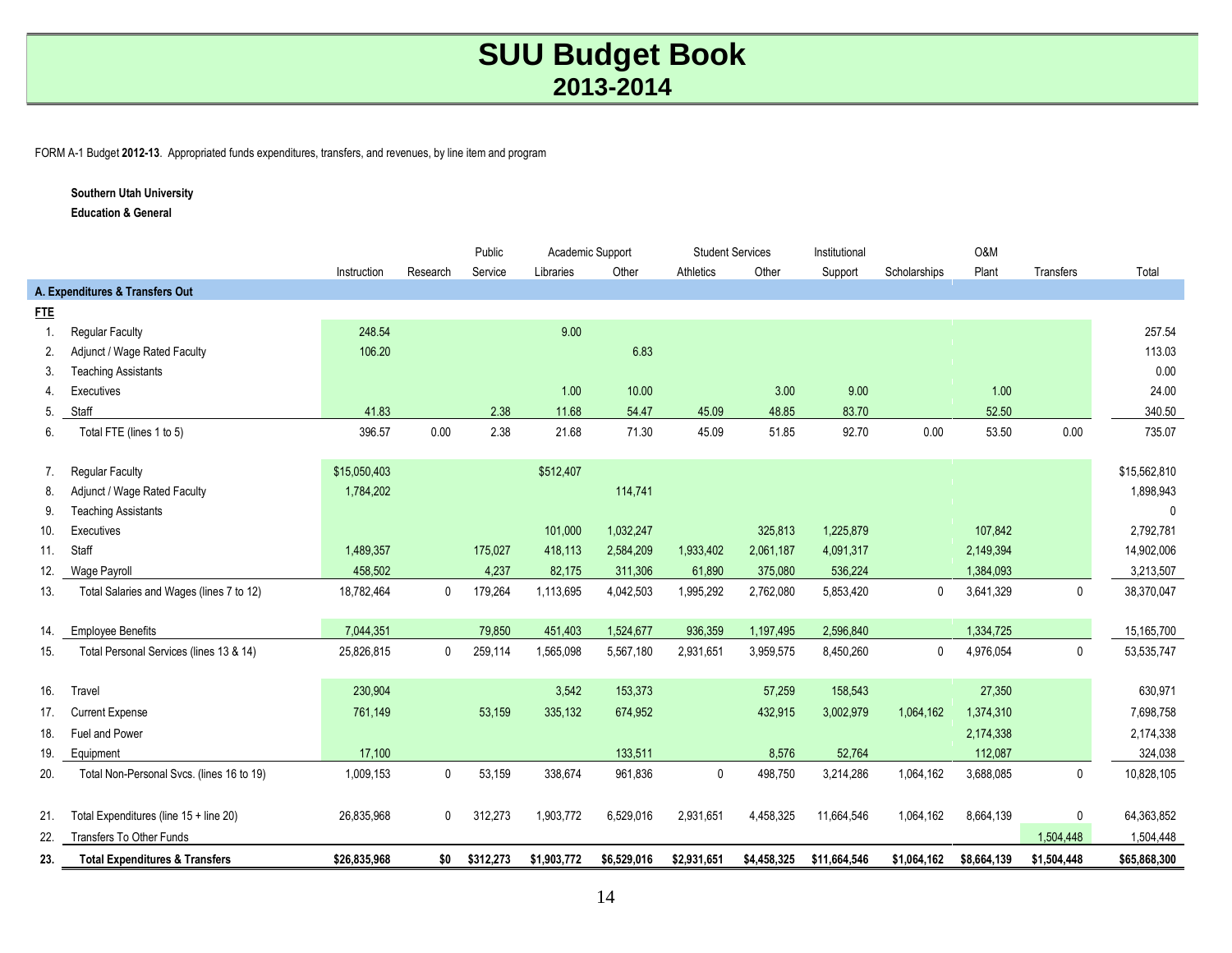# SUU Budget Book
## 2013-2014

FORM A-1 Budget **2012-13**. Appropriated funds expenditures, transfers, and revenues, by line item and program

**Southern Utah University**

**Education & General**

| | | Instruction | Research | Public Service | Academic Support | | Student Services | | Institutional Support | Scholarships | O&M Plant | Transfers | Total |
|---|---|---|---|---|---|---|---|---|---|---|---|---|---|
| | | | | | Libraries | Other | Athletics | Other | | | | | |
| **A. Expenditures & Transfers Out** | | | | | | | | | | | | | |
| **FTE** | | | | | | | | | | | | | |
| 1. | Regular Faculty | 248.54 | | | 9.00 | | | | | | | | 257.54 |
| 2. | Adjunct / Wage Rated Faculty | 106.20 | | | | 6.83 | | | | | | | 113.03 |
| 3. | Teaching Assistants | | | | | | | | | | | | 0.00 |
| 4. | Executives | | | | 1.00 | 10.00 | | 3.00 | 9.00 | | 1.00 | | 24.00 |
| 5. | Staff | 41.83 | | 2.38 | 11.68 | 54.47 | 45.09 | 48.85 | 83.70 | | 52.50 | | 340.50 |
| 6. | Total FTE (lines 1 to 5) | 396.57 | 0.00 | 2.38 | 21.68 | 71.30 | 45.09 | 51.85 | 92.70 | 0.00 | 53.50 | 0.00 | 735.07 |
| 7. | Regular Faculty | $15,050,403 | | | $512,407 | | | | | | | | $15,562,810 |
| 8. | Adjunct / Wage Rated Faculty | 1,784,202 | | | | 114,741 | | | | | | | 1,898,943 |
| 9. | Teaching Assistants | | | | | | | | | | | | 0 |
| 10. | Executives | | | | 101,000 | 1,032,247 | | 325,813 | 1,225,879 | | 107,842 | | 2,792,781 |
| 11. | Staff | 1,489,357 | | 175,027 | 418,113 | 2,584,209 | 1,933,402 | 2,061,187 | 4,091,317 | | 2,149,394 | | 14,902,006 |
| 12. | Wage Payroll | 458,502 | | 4,237 | 82,175 | 311,306 | 61,890 | 375,080 | 536,224 | | 1,384,093 | | 3,213,507 |
| 13. | Total Salaries and Wages (lines 7 to 12) | 18,782,464 | 0 | 179,264 | 1,113,695 | 4,042,503 | 1,995,292 | 2,762,080 | 5,853,420 | 0 | 3,641,329 | 0 | 38,370,047 |
| 14. | Employee Benefits | 7,044,351 | | 79,850 | 451,403 | 1,524,677 | 936,359 | 1,197,495 | 2,596,840 | | 1,334,725 | | 15,165,700 |
| 15. | Total Personal Services (lines 13 & 14) | 25,826,815 | 0 | 259,114 | 1,565,098 | 5,567,180 | 2,931,651 | 3,959,575 | 8,450,260 | 0 | 4,976,054 | 0 | 53,535,747 |
| 16. | Travel | 230,904 | | | 3,542 | 153,373 | | 57,259 | 158,543 | | 27,350 | | 630,971 |
| 17. | Current Expense | 761,149 | | 53,159 | 335,132 | 674,952 | | 432,915 | 3,002,979 | 1,064,162 | 1,374,310 | | 7,698,758 |
| 18. | Fuel and Power | | | | | | | | | | 2,174,338 | | 2,174,338 |
| 19. | Equipment | 17,100 | | | | 133,511 | | 8,576 | 52,764 | | 112,087 | | 324,038 |
| 20. | Total Non-Personal Svcs. (lines 16 to 19) | 1,009,153 | 0 | 53,159 | 338,674 | 961,836 | 0 | 498,750 | 3,214,286 | 1,064,162 | 3,688,085 | 0 | 10,828,105 |
| 21. | Total Expenditures (line 15 + line 20) | 26,835,968 | 0 | 312,273 | 1,903,772 | 6,529,016 | 2,931,651 | 4,458,325 | 11,664,546 | 1,064,162 | 8,664,139 | 0 | 64,363,852 |
| 22. | Transfers To Other Funds | | | | | | | | | | | 1,504,448 | 1,504,448 |
| **23.** | **Total Expenditures & Transfers** | **$26,835,968** | **$0** | **$312,273** | **$1,903,772** | **$6,529,016** | **$2,931,651** | **$4,458,325** | **$11,664,546** | **$1,064,162** | **$8,664,139** | **$1,504,448** | **$65,868,300** |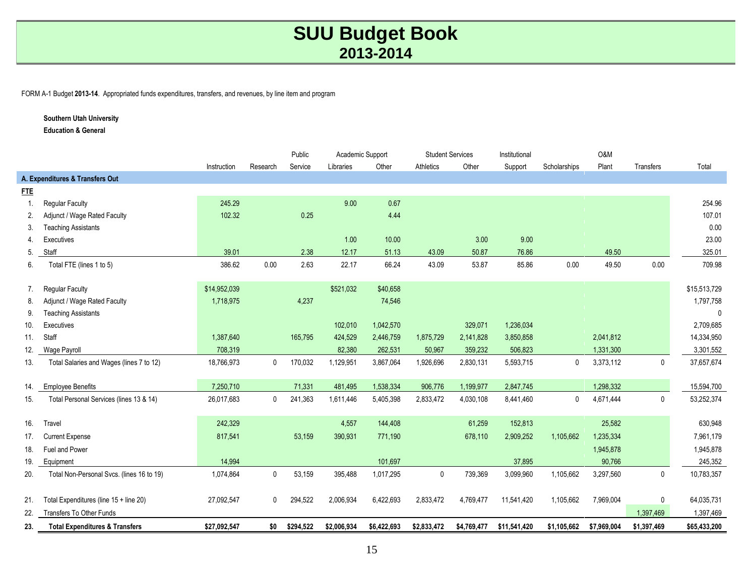# SUU Budget Book
## 2013-2014

FORM A-1 Budget **2013-14**. Appropriated funds expenditures, transfers, and revenues, by line item and program

**Southern Utah University**

**Education & General**

| | | Instruction | Research | Public Service | Academic Support Libraries | Academic Support Other | Student Services Athletics | Student Services Other | Institutional Support | Scholarships | O&M Plant | Transfers | Total |
|---|---|---|---|---|---|---|---|---|---|---|---|---|---|
| **A. Expenditures & Transfers Out** | | | | | | | | | | | | | |
| **FTE** | | | | | | | | | | | | | |
| 1. | Regular Faculty | 245.29 | | | 9.00 | 0.67 | | | | | | | 254.96 |
| 2. | Adjunct / Wage Rated Faculty | 102.32 | | 0.25 | | 4.44 | | | | | | | 107.01 |
| 3. | Teaching Assistants | | | | | | | | | | | | 0.00 |
| 4. | Executives | | | | 1.00 | 10.00 | | 3.00 | 9.00 | | | | 23.00 |
| 5. | Staff | 39.01 | | 2.38 | 12.17 | 51.13 | 43.09 | 50.87 | 76.86 | | 49.50 | | 325.01 |
| 6. | Total FTE (lines 1 to 5) | 386.62 | 0.00 | 2.63 | 22.17 | 66.24 | 43.09 | 53.87 | 85.86 | 0.00 | 49.50 | 0.00 | 709.98 |
| 7. | Regular Faculty | $14,952,039 | | | $521,032 | $40,658 | | | | | | | $15,513,729 |
| 8. | Adjunct / Wage Rated Faculty | 1,718,975 | | 4,237 | | 74,546 | | | | | | | 1,797,758 |
| 9. | Teaching Assistants | | | | | | | | | | | | 0 |
| 10. | Executives | | | | 102,010 | 1,042,570 | | 329,071 | 1,236,034 | | | | 2,709,685 |
| 11. | Staff | 1,387,640 | | 165,795 | 424,529 | 2,446,759 | 1,875,729 | 2,141,828 | 3,850,858 | | 2,041,812 | | 14,334,950 |
| 12. | Wage Payroll | 708,319 | | | 82,380 | 262,531 | 50,967 | 359,232 | 506,823 | | 1,331,300 | | 3,301,552 |
| 13. | Total Salaries and Wages (lines 7 to 12) | 18,766,973 | 0 | 170,032 | 1,129,951 | 3,867,064 | 1,926,696 | 2,830,131 | 5,593,715 | 0 | 3,373,112 | 0 | 37,657,674 |
| 14. | Employee Benefits | 7,250,710 | | 71,331 | 481,495 | 1,538,334 | 906,776 | 1,199,977 | 2,847,745 | | 1,298,332 | | 15,594,700 |
| 15. | Total Personal Services (lines 13 & 14) | 26,017,683 | 0 | 241,363 | 1,611,446 | 5,405,398 | 2,833,472 | 4,030,108 | 8,441,460 | 0 | 4,671,444 | 0 | 53,252,374 |
| 16. | Travel | 242,329 | | | 4,557 | 144,408 | | 61,259 | 152,813 | | 25,582 | | 630,948 |
| 17. | Current Expense | 817,541 | | 53,159 | 390,931 | 771,190 | | 678,110 | 2,909,252 | 1,105,662 | 1,235,334 | | 7,961,179 |
| 18. | Fuel and Power | | | | | | | | | | 1,945,878 | | 1,945,878 |
| 19. | Equipment | 14,994 | | | | 101,697 | | | 37,895 | | 90,766 | | 245,352 |
| 20. | Total Non-Personal Svcs. (lines 16 to 19) | 1,074,864 | 0 | 53,159 | 395,488 | 1,017,295 | 0 | 739,369 | 3,099,960 | 1,105,662 | 3,297,560 | 0 | 10,783,357 |
| 21. | Total Expenditures (line 15 + line 20) | 27,092,547 | 0 | 294,522 | 2,006,934 | 6,422,693 | 2,833,472 | 4,769,477 | 11,541,420 | 1,105,662 | 7,969,004 | 0 | 64,035,731 |
| 22. | Transfers To Other Funds | | | | | | | | | | | 1,397,469 | 1,397,469 |
| **23.** | **Total Expenditures & Transfers** | **$27,092,547** | **$0** | **$294,522** | **$2,006,934** | **$6,422,693** | **$2,833,472** | **$4,769,477** | **$11,541,420** | **$1,105,662** | **$7,969,004** | **$1,397,469** | **$65,433,200** |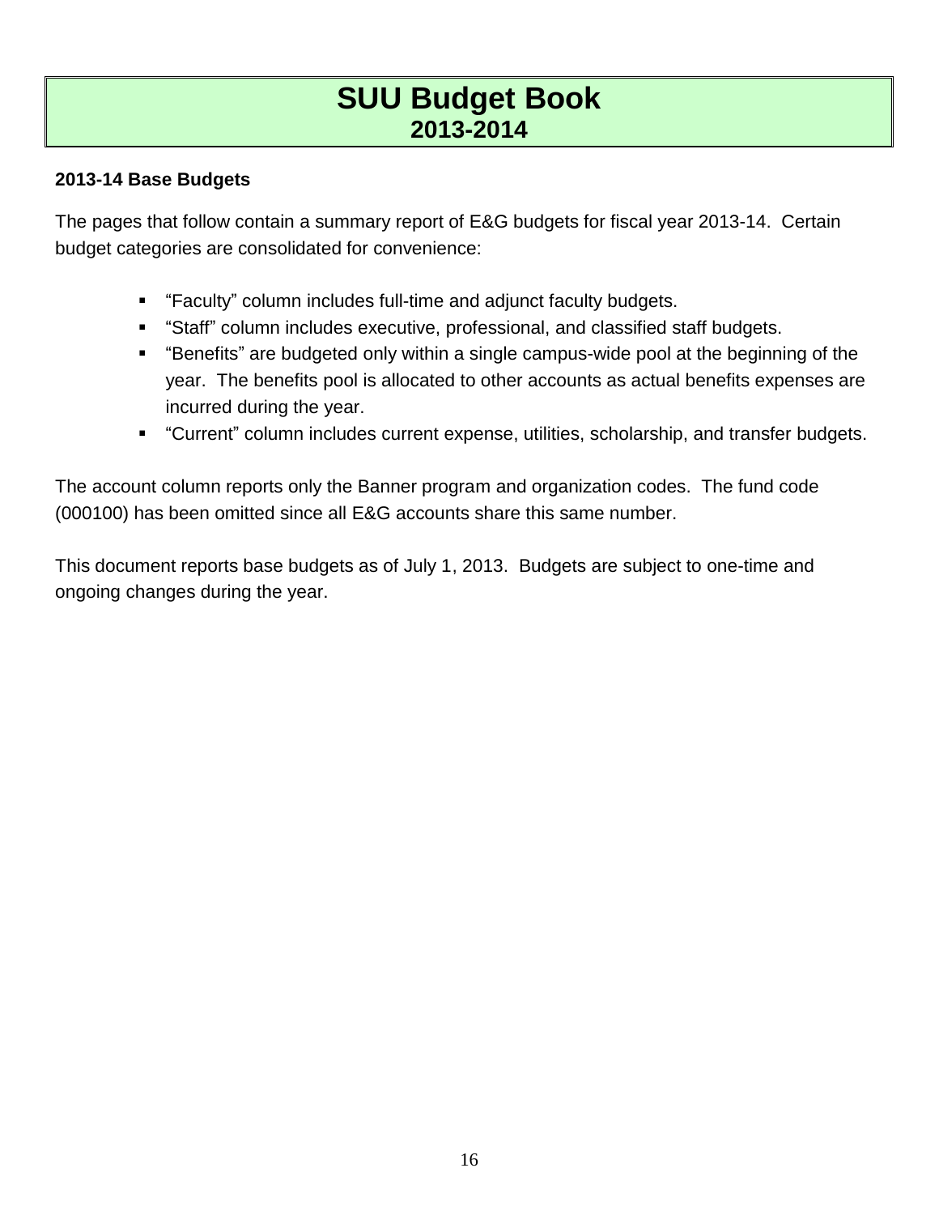# SUU Budget Book
## 2013-2014

### 2013-14 Base Budgets

The pages that follow contain a summary report of E&G budgets for fiscal year 2013-14. Certain budget categories are consolidated for convenience:

- "Faculty" column includes full-time and adjunct faculty budgets.
- "Staff" column includes executive, professional, and classified staff budgets.
- "Benefits" are budgeted only within a single campus-wide pool at the beginning of the year. The benefits pool is allocated to other accounts as actual benefits expenses are incurred during the year.
- "Current" column includes current expense, utilities, scholarship, and transfer budgets.

The account column reports only the Banner program and organization codes. The fund code (000100) has been omitted since all E&G accounts share this same number.

This document reports base budgets as of July 1, 2013. Budgets are subject to one-time and ongoing changes during the year.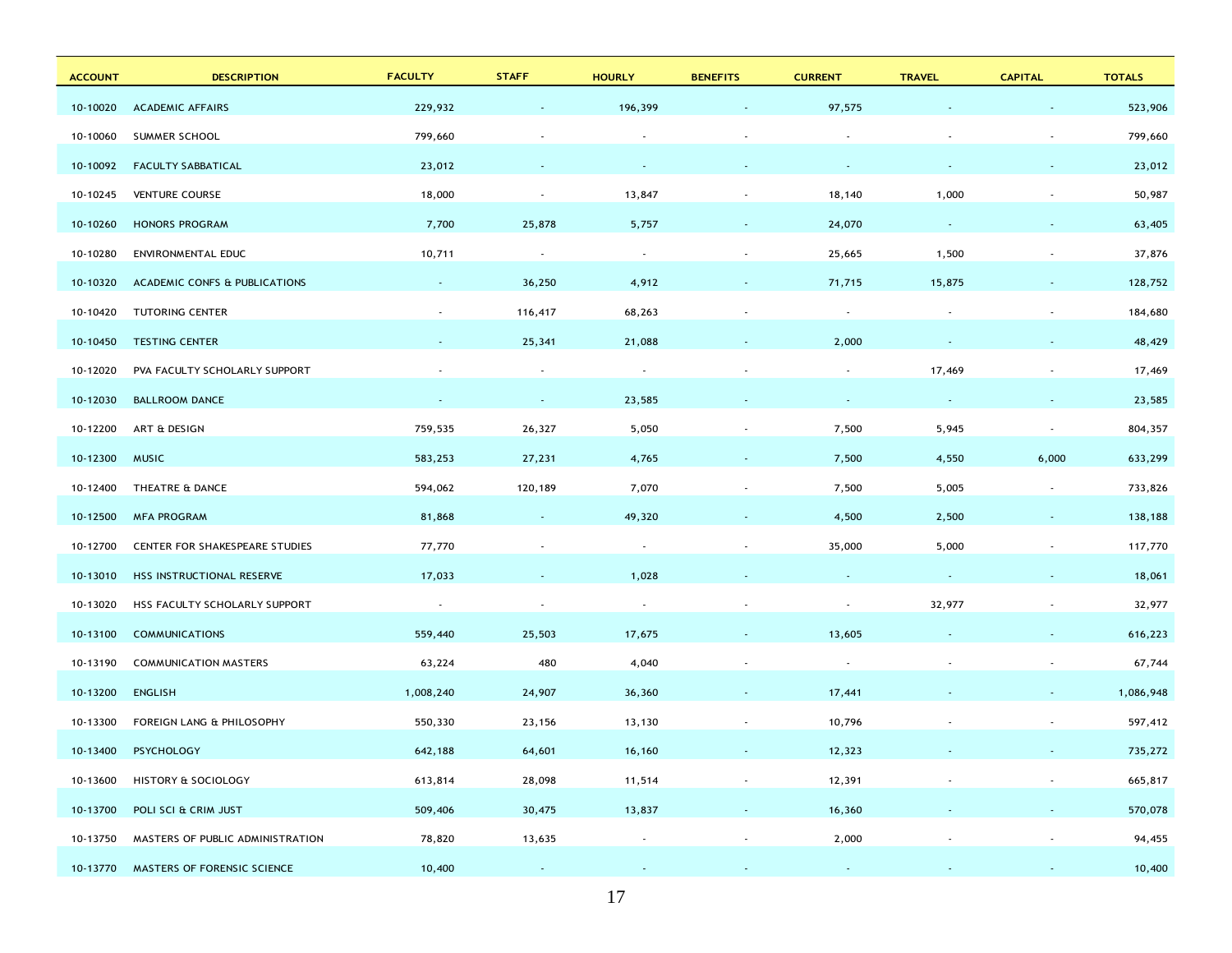| ACCOUNT | DESCRIPTION | FACULTY | STAFF | HOURLY | BENEFITS | CURRENT | TRAVEL | CAPITAL | TOTALS |
|---|---|---|---|---|---|---|---|---|---|
| 10-10020 | ACADEMIC AFFAIRS | 229,932 | - | 196,399 | - | 97,575 | - | - | 523,906 |
| 10-10060 | SUMMER SCHOOL | 799,660 | - | - | - | - | - | - | 799,660 |
| 10-10092 | FACULTY SABBATICAL | 23,012 | - | - | - | - | - | - | 23,012 |
| 10-10245 | VENTURE COURSE | 18,000 | - | 13,847 | - | 18,140 | 1,000 | - | 50,987 |
| 10-10260 | HONORS PROGRAM | 7,700 | 25,878 | 5,757 | - | 24,070 | - | - | 63,405 |
| 10-10280 | ENVIRONMENTAL EDUC | 10,711 | - | - | - | 25,665 | 1,500 | - | 37,876 |
| 10-10320 | ACADEMIC CONFS & PUBLICATIONS | - | 36,250 | 4,912 | - | 71,715 | 15,875 | - | 128,752 |
| 10-10420 | TUTORING CENTER | - | 116,417 | 68,263 | - | - | - | - | 184,680 |
| 10-10450 | TESTING CENTER | - | 25,341 | 21,088 | - | 2,000 | - | - | 48,429 |
| 10-12020 | PVA FACULTY SCHOLARLY SUPPORT | - | - | - | - | - | 17,469 | - | 17,469 |
| 10-12030 | BALLROOM DANCE | - | - | 23,585 | - | - | - | - | 23,585 |
| 10-12200 | ART & DESIGN | 759,535 | 26,327 | 5,050 | - | 7,500 | 5,945 | - | 804,357 |
| 10-12300 | MUSIC | 583,253 | 27,231 | 4,765 | - | 7,500 | 4,550 | 6,000 | 633,299 |
| 10-12400 | THEATRE & DANCE | 594,062 | 120,189 | 7,070 | - | 7,500 | 5,005 | - | 733,826 |
| 10-12500 | MFA PROGRAM | 81,868 | - | 49,320 | - | 4,500 | 2,500 | - | 138,188 |
| 10-12700 | CENTER FOR SHAKESPEARE STUDIES | 77,770 | - | - | - | 35,000 | 5,000 | - | 117,770 |
| 10-13010 | HSS INSTRUCTIONAL RESERVE | 17,033 | - | 1,028 | - | - | - | - | 18,061 |
| 10-13020 | HSS FACULTY SCHOLARLY SUPPORT | - | - | - | - | - | 32,977 | - | 32,977 |
| 10-13100 | COMMUNICATIONS | 559,440 | 25,503 | 17,675 | - | 13,605 | - | - | 616,223 |
| 10-13190 | COMMUNICATION MASTERS | 63,224 | 480 | 4,040 | - | - | - | - | 67,744 |
| 10-13200 | ENGLISH | 1,008,240 | 24,907 | 36,360 | - | 17,441 | - | - | 1,086,948 |
| 10-13300 | FOREIGN LANG & PHILOSOPHY | 550,330 | 23,156 | 13,130 | - | 10,796 | - | - | 597,412 |
| 10-13400 | PSYCHOLOGY | 642,188 | 64,601 | 16,160 | - | 12,323 | - | - | 735,272 |
| 10-13600 | HISTORY & SOCIOLOGY | 613,814 | 28,098 | 11,514 | - | 12,391 | - | - | 665,817 |
| 10-13700 | POLI SCI & CRIM JUST | 509,406 | 30,475 | 13,837 | - | 16,360 | - | - | 570,078 |
| 10-13750 | MASTERS OF PUBLIC ADMINISTRATION | 78,820 | 13,635 | - | - | 2,000 | - | - | 94,455 |
| 10-13770 | MASTERS OF FORENSIC SCIENCE | 10,400 | - | - | - | - | - | - | 10,400 |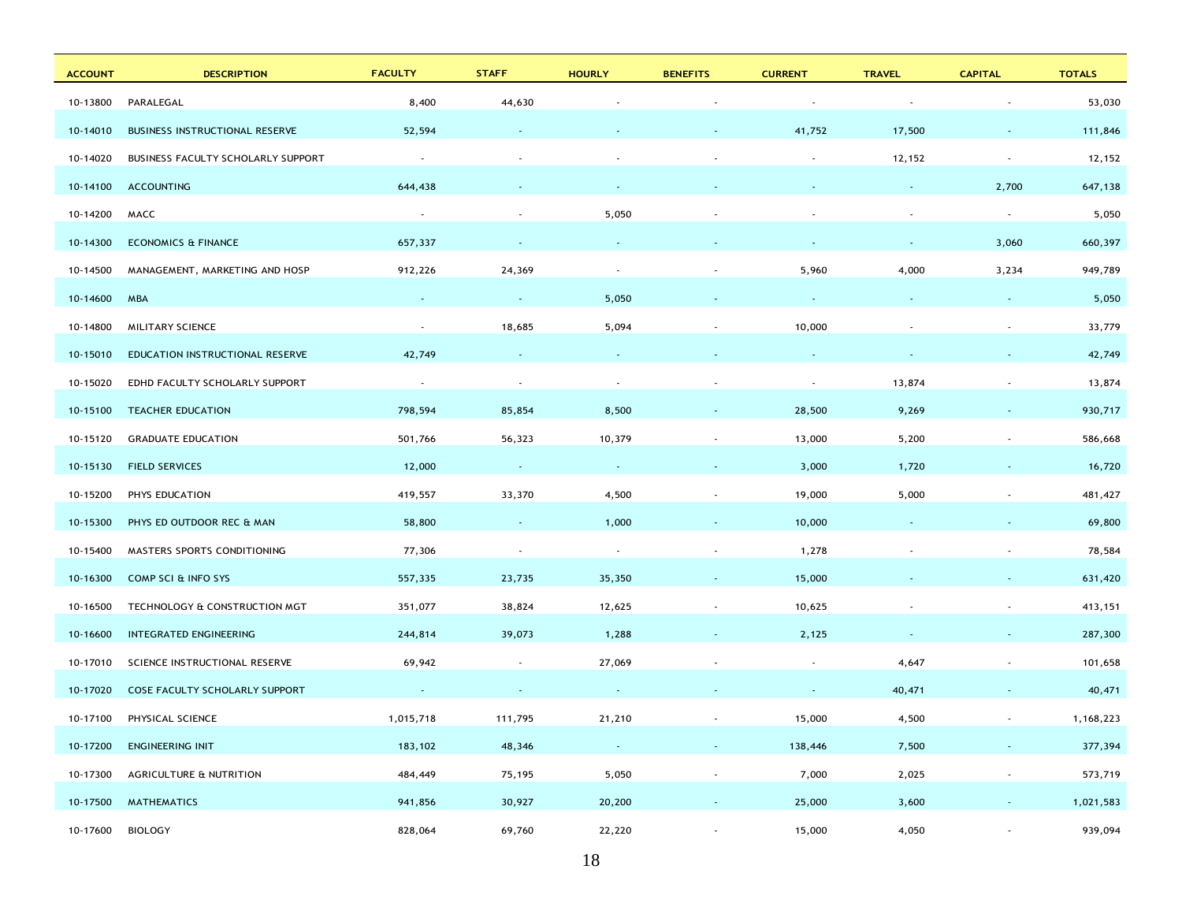| ACCOUNT | DESCRIPTION | FACULTY | STAFF | HOURLY | BENEFITS | CURRENT | TRAVEL | CAPITAL | TOTALS |
|---|---|---|---|---|---|---|---|---|---|
| 10-13800 | PARALEGAL | 8,400 | 44,630 | - | - | - | - | - | 53,030 |
| 10-14010 | BUSINESS INSTRUCTIONAL RESERVE | 52,594 | - | - | - | 41,752 | 17,500 | - | 111,846 |
| 10-14020 | BUSINESS FACULTY SCHOLARLY SUPPORT | - | - | - | - | - | 12,152 | - | 12,152 |
| 10-14100 | ACCOUNTING | 644,438 | - | - | - | - | - | 2,700 | 647,138 |
| 10-14200 | MACC | - | - | 5,050 | - | - | - | - | 5,050 |
| 10-14300 | ECONOMICS & FINANCE | 657,337 | - | - | - | - | - | 3,060 | 660,397 |
| 10-14500 | MANAGEMENT, MARKETING AND HOSP | 912,226 | 24,369 | - | - | 5,960 | 4,000 | 3,234 | 949,789 |
| 10-14600 | MBA | - | - | 5,050 | - | - | - | - | 5,050 |
| 10-14800 | MILITARY SCIENCE | - | 18,685 | 5,094 | - | 10,000 | - | - | 33,779 |
| 10-15010 | EDUCATION INSTRUCTIONAL RESERVE | 42,749 | - | - | - | - | - | - | 42,749 |
| 10-15020 | EDHD FACULTY SCHOLARLY SUPPORT | - | - | - | - | - | 13,874 | - | 13,874 |
| 10-15100 | TEACHER EDUCATION | 798,594 | 85,854 | 8,500 | - | 28,500 | 9,269 | - | 930,717 |
| 10-15120 | GRADUATE EDUCATION | 501,766 | 56,323 | 10,379 | - | 13,000 | 5,200 | - | 586,668 |
| 10-15130 | FIELD SERVICES | 12,000 | - | - | - | 3,000 | 1,720 | - | 16,720 |
| 10-15200 | PHYS EDUCATION | 419,557 | 33,370 | 4,500 | - | 19,000 | 5,000 | - | 481,427 |
| 10-15300 | PHYS ED OUTDOOR REC & MAN | 58,800 | - | 1,000 | - | 10,000 | - | - | 69,800 |
| 10-15400 | MASTERS SPORTS CONDITIONING | 77,306 | - | - | - | 1,278 | - | - | 78,584 |
| 10-16300 | COMP SCI & INFO SYS | 557,335 | 23,735 | 35,350 | - | 15,000 | - | - | 631,420 |
| 10-16500 | TECHNOLOGY & CONSTRUCTION MGT | 351,077 | 38,824 | 12,625 | - | 10,625 | - | - | 413,151 |
| 10-16600 | INTEGRATED ENGINEERING | 244,814 | 39,073 | 1,288 | - | 2,125 | - | - | 287,300 |
| 10-17010 | SCIENCE INSTRUCTIONAL RESERVE | 69,942 | - | 27,069 | - | - | 4,647 | - | 101,658 |
| 10-17020 | COSE FACULTY SCHOLARLY SUPPORT | - | - | - | - | - | 40,471 | - | 40,471 |
| 10-17100 | PHYSICAL SCIENCE | 1,015,718 | 111,795 | 21,210 | - | 15,000 | 4,500 | - | 1,168,223 |
| 10-17200 | ENGINEERING INIT | 183,102 | 48,346 | - | - | 138,446 | 7,500 | - | 377,394 |
| 10-17300 | AGRICULTURE & NUTRITION | 484,449 | 75,195 | 5,050 | - | 7,000 | 2,025 | - | 573,719 |
| 10-17500 | MATHEMATICS | 941,856 | 30,927 | 20,200 | - | 25,000 | 3,600 | - | 1,021,583 |
| 10-17600 | BIOLOGY | 828,064 | 69,760 | 22,220 | - | 15,000 | 4,050 | - | 939,094 |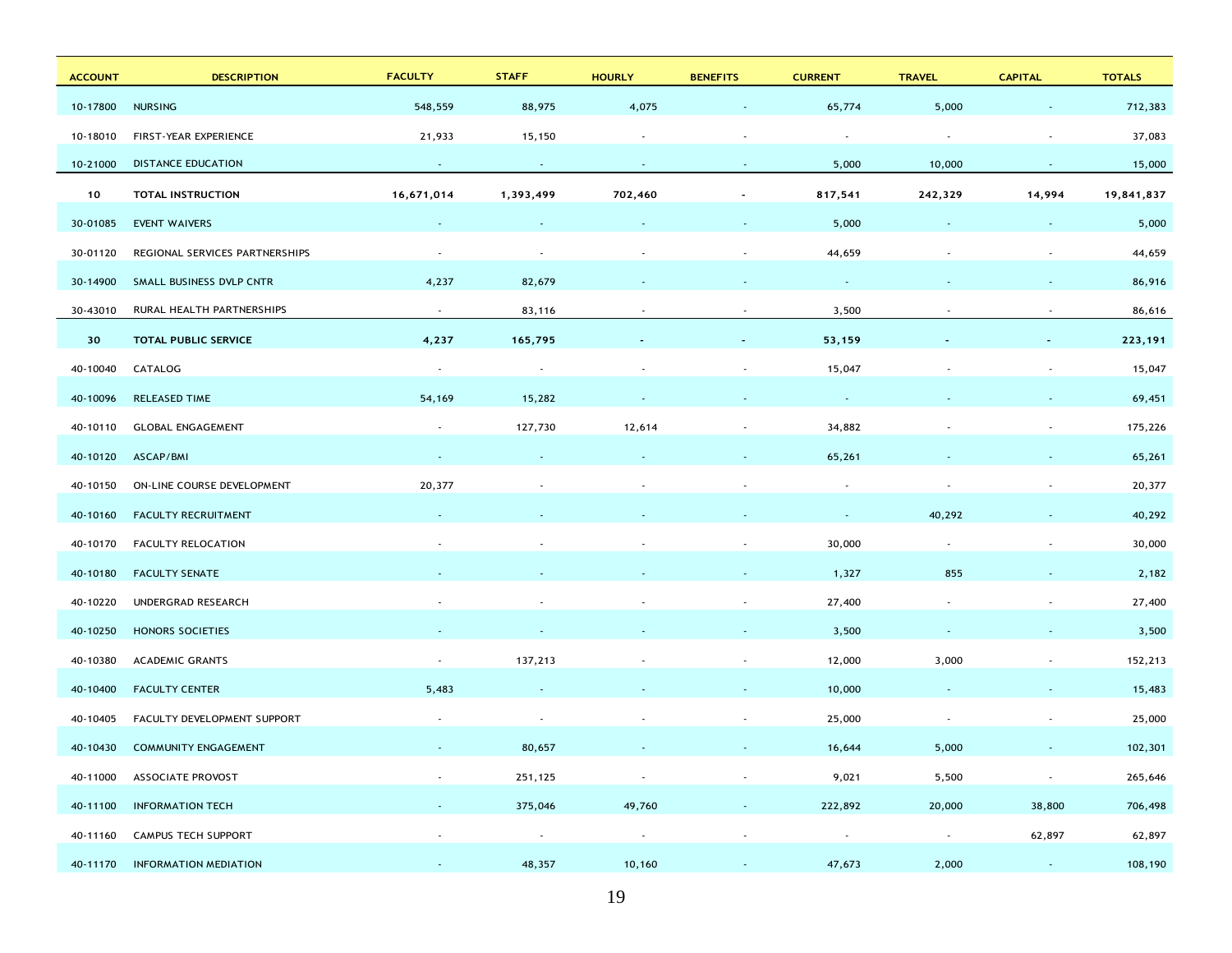| ACCOUNT | DESCRIPTION | FACULTY | STAFF | HOURLY | BENEFITS | CURRENT | TRAVEL | CAPITAL | TOTALS |
|---|---|---|---|---|---|---|---|---|---|
| 10-17800 | NURSING | 548,559 | 88,975 | 4,075 | - | 65,774 | 5,000 | - | 712,383 |
| 10-18010 | FIRST-YEAR EXPERIENCE | 21,933 | 15,150 | - | - | - | - | - | 37,083 |
| 10-21000 | DISTANCE EDUCATION | - | - | - | - | 5,000 | 10,000 | - | 15,000 |
| **10** | **TOTAL INSTRUCTION** | **16,671,014** | **1,393,499** | **702,460** | **-** | **817,541** | **242,329** | **14,994** | **19,841,837** |
| 30-01085 | EVENT WAIVERS | - | - | - | - | 5,000 | - | - | 5,000 |
| 30-01120 | REGIONAL SERVICES PARTNERSHIPS | - | - | - | - | 44,659 | - | - | 44,659 |
| 30-14900 | SMALL BUSINESS DVLP CNTR | 4,237 | 82,679 | - | - | - | - | - | 86,916 |
| 30-43010 | RURAL HEALTH PARTNERSHIPS | - | 83,116 | - | - | 3,500 | - | - | 86,616 |
| **30** | **TOTAL PUBLIC SERVICE** | **4,237** | **165,795** | **-** | **-** | **53,159** | **-** | **-** | **223,191** |
| 40-10040 | CATALOG | - | - | - | - | 15,047 | - | - | 15,047 |
| 40-10096 | RELEASED TIME | 54,169 | 15,282 | - | - | - | - | - | 69,451 |
| 40-10110 | GLOBAL ENGAGEMENT | - | 127,730 | 12,614 | - | 34,882 | - | - | 175,226 |
| 40-10120 | ASCAP/BMI | - | - | - | - | 65,261 | - | - | 65,261 |
| 40-10150 | ON-LINE COURSE DEVELOPMENT | 20,377 | - | - | - | - | - | - | 20,377 |
| 40-10160 | FACULTY RECRUITMENT | - | - | - | - | - | 40,292 | - | 40,292 |
| 40-10170 | FACULTY RELOCATION | - | - | - | - | 30,000 | - | - | 30,000 |
| 40-10180 | FACULTY SENATE | - | - | - | - | 1,327 | 855 | - | 2,182 |
| 40-10220 | UNDERGRAD RESEARCH | - | - | - | - | 27,400 | - | - | 27,400 |
| 40-10250 | HONORS SOCIETIES | - | - | - | - | 3,500 | - | - | 3,500 |
| 40-10380 | ACADEMIC GRANTS | - | 137,213 | - | - | 12,000 | 3,000 | - | 152,213 |
| 40-10400 | FACULTY CENTER | 5,483 | - | - | - | 10,000 | - | - | 15,483 |
| 40-10405 | FACULTY DEVELOPMENT SUPPORT | - | - | - | - | 25,000 | - | - | 25,000 |
| 40-10430 | COMMUNITY ENGAGEMENT | - | 80,657 | - | - | 16,644 | 5,000 | - | 102,301 |
| 40-11000 | ASSOCIATE PROVOST | - | 251,125 | - | - | 9,021 | 5,500 | - | 265,646 |
| 40-11100 | INFORMATION TECH | - | 375,046 | 49,760 | - | 222,892 | 20,000 | 38,800 | 706,498 |
| 40-11160 | CAMPUS TECH SUPPORT | - | - | - | - | - | - | 62,897 | 62,897 |
| 40-11170 | INFORMATION MEDIATION | - | 48,357 | 10,160 | - | 47,673 | 2,000 | - | 108,190 |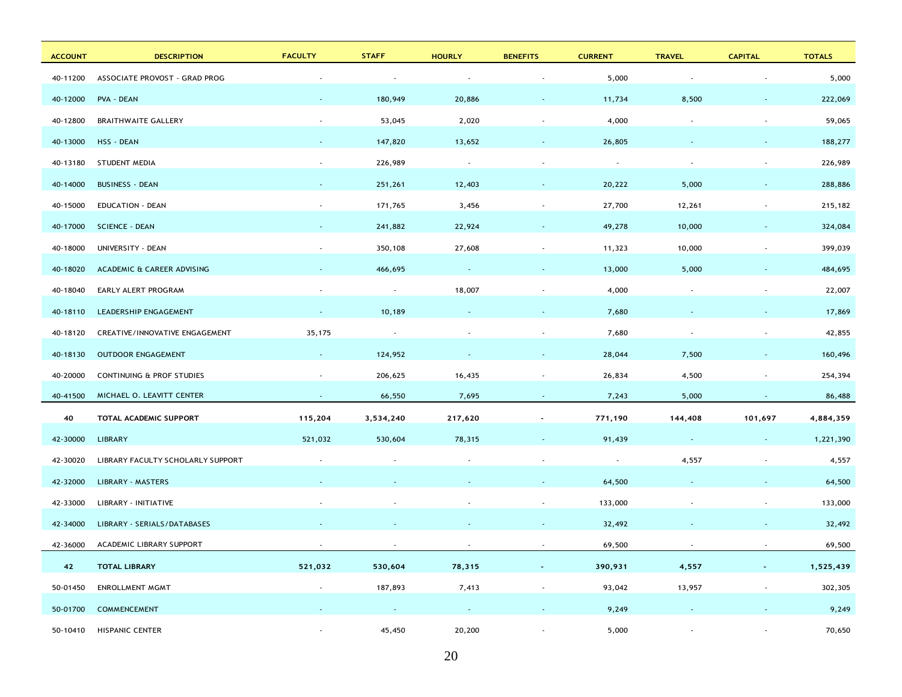| ACCOUNT | DESCRIPTION | FACULTY | STAFF | HOURLY | BENEFITS | CURRENT | TRAVEL | CAPITAL | TOTALS |
|---|---|---|---|---|---|---|---|---|---|
| 40-11200 | ASSOCIATE PROVOST - GRAD PROG | - | - | - | - | 5,000 | - | - | 5,000 |
| 40-12000 | PVA - DEAN | - | 180,949 | 20,886 | - | 11,734 | 8,500 | - | 222,069 |
| 40-12800 | BRAITHWAITE GALLERY | - | 53,045 | 2,020 | - | 4,000 | - | - | 59,065 |
| 40-13000 | HSS - DEAN | - | 147,820 | 13,652 | - | 26,805 | - | - | 188,277 |
| 40-13180 | STUDENT MEDIA | - | 226,989 | - | - | - | - | - | 226,989 |
| 40-14000 | BUSINESS - DEAN | - | 251,261 | 12,403 | - | 20,222 | 5,000 | - | 288,886 |
| 40-15000 | EDUCATION - DEAN | - | 171,765 | 3,456 | - | 27,700 | 12,261 | - | 215,182 |
| 40-17000 | SCIENCE - DEAN | - | 241,882 | 22,924 | - | 49,278 | 10,000 | - | 324,084 |
| 40-18000 | UNIVERSITY - DEAN | - | 350,108 | 27,608 | - | 11,323 | 10,000 | - | 399,039 |
| 40-18020 | ACADEMIC & CAREER ADVISING | - | 466,695 | - | - | 13,000 | 5,000 | - | 484,695 |
| 40-18040 | EARLY ALERT PROGRAM | - | - | 18,007 | - | 4,000 | - | - | 22,007 |
| 40-18110 | LEADERSHIP ENGAGEMENT | - | 10,189 | - | - | 7,680 | - | - | 17,869 |
| 40-18120 | CREATIVE/INNOVATIVE ENGAGEMENT | 35,175 | - | - | - | 7,680 | - | - | 42,855 |
| 40-18130 | OUTDOOR ENGAGEMENT | - | 124,952 | - | - | 28,044 | 7,500 | - | 160,496 |
| 40-20000 | CONTINUING & PROF STUDIES | - | 206,625 | 16,435 | - | 26,834 | 4,500 | - | 254,394 |
| 40-41500 | MICHAEL O. LEAVITT CENTER | - | 66,550 | 7,695 | - | 7,243 | 5,000 | - | 86,488 |
| **40** | **TOTAL ACADEMIC SUPPORT** | **115,204** | **3,534,240** | **217,620** | **-** | **771,190** | **144,408** | **101,697** | **4,884,359** |
| 42-30000 | LIBRARY | 521,032 | 530,604 | 78,315 | - | 91,439 | - | - | 1,221,390 |
| 42-30020 | LIBRARY FACULTY SCHOLARLY SUPPORT | - | - | - | - | - | 4,557 | - | 4,557 |
| 42-32000 | LIBRARY - MASTERS | - | - | - | - | 64,500 | - | - | 64,500 |
| 42-33000 | LIBRARY - INITIATIVE | - | - | - | - | 133,000 | - | - | 133,000 |
| 42-34000 | LIBRARY - SERIALS/DATABASES | - | - | - | - | 32,492 | - | - | 32,492 |
| 42-36000 | ACADEMIC LIBRARY SUPPORT | - | - | - | - | 69,500 | - | - | 69,500 |
| **42** | **TOTAL LIBRARY** | **521,032** | **530,604** | **78,315** | **-** | **390,931** | **4,557** | **-** | **1,525,439** |
| 50-01450 | ENROLLMENT MGMT | - | 187,893 | 7,413 | - | 93,042 | 13,957 | - | 302,305 |
| 50-01700 | COMMENCEMENT | - | - | - | - | 9,249 | - | - | 9,249 |
| 50-10410 | HISPANIC CENTER | - | 45,450 | 20,200 | - | 5,000 | - | - | 70,650 |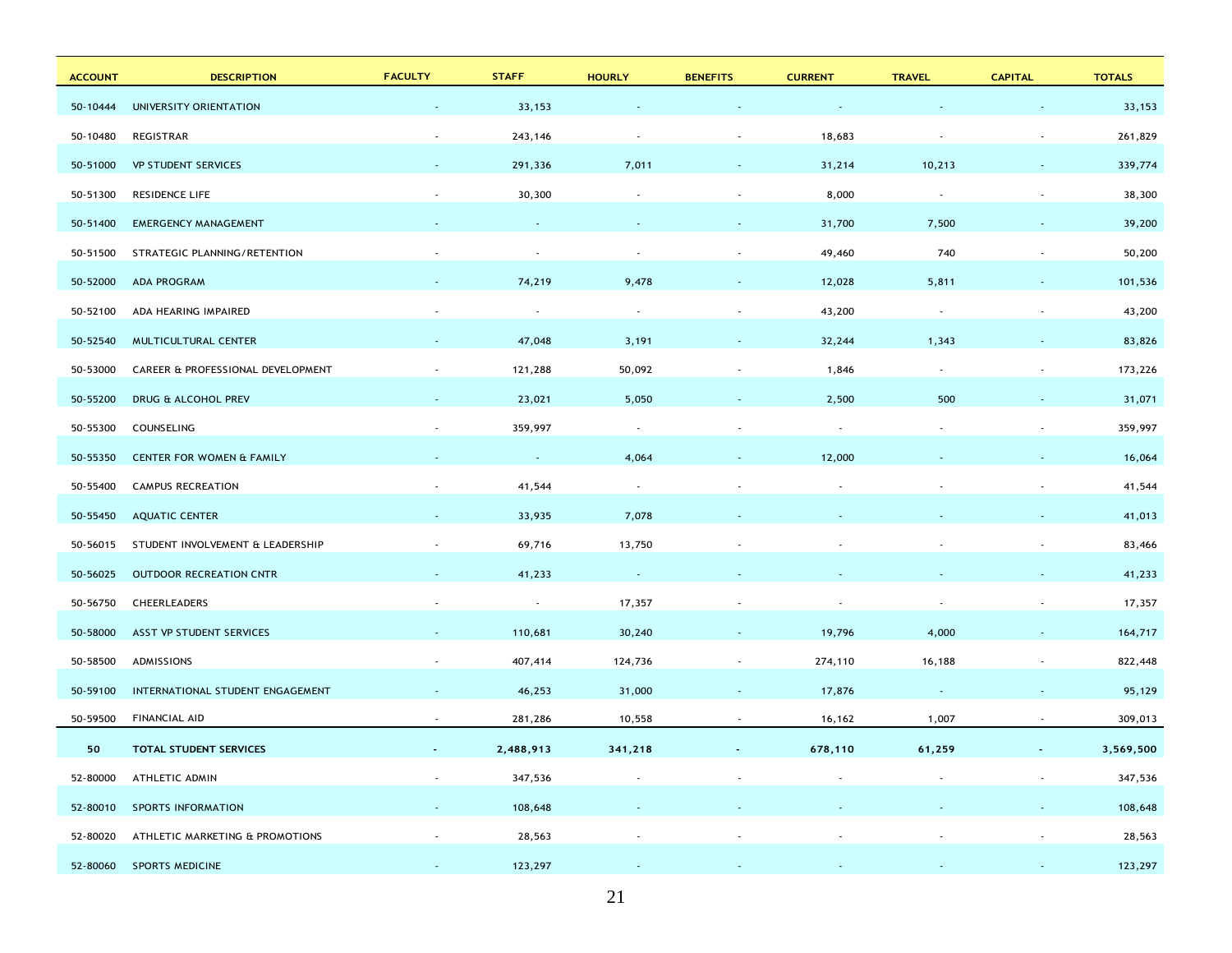| ACCOUNT | DESCRIPTION | FACULTY | STAFF | HOURLY | BENEFITS | CURRENT | TRAVEL | CAPITAL | TOTALS |
|---|---|---|---|---|---|---|---|---|---|
| 50-10444 | UNIVERSITY ORIENTATION | - | 33,153 | - | - | - | - | - | 33,153 |
| 50-10480 | REGISTRAR | - | 243,146 | - | - | 18,683 | - | - | 261,829 |
| 50-51000 | VP STUDENT SERVICES | - | 291,336 | 7,011 | - | 31,214 | 10,213 | - | 339,774 |
| 50-51300 | RESIDENCE LIFE | - | 30,300 | - | - | 8,000 | - | - | 38,300 |
| 50-51400 | EMERGENCY MANAGEMENT | - | - | - | - | 31,700 | 7,500 | - | 39,200 |
| 50-51500 | STRATEGIC PLANNING/RETENTION | - | - | - | - | 49,460 | 740 | - | 50,200 |
| 50-52000 | ADA PROGRAM | - | 74,219 | 9,478 | - | 12,028 | 5,811 | - | 101,536 |
| 50-52100 | ADA HEARING IMPAIRED | - | - | - | - | 43,200 | - | - | 43,200 |
| 50-52540 | MULTICULTURAL CENTER | - | 47,048 | 3,191 | - | 32,244 | 1,343 | - | 83,826 |
| 50-53000 | CAREER & PROFESSIONAL DEVELOPMENT | - | 121,288 | 50,092 | - | 1,846 | - | - | 173,226 |
| 50-55200 | DRUG & ALCOHOL PREV | - | 23,021 | 5,050 | - | 2,500 | 500 | - | 31,071 |
| 50-55300 | COUNSELING | - | 359,997 | - | - | - | - | - | 359,997 |
| 50-55350 | CENTER FOR WOMEN & FAMILY | - | - | 4,064 | - | 12,000 | - | - | 16,064 |
| 50-55400 | CAMPUS RECREATION | - | 41,544 | - | - | - | - | - | 41,544 |
| 50-55450 | AQUATIC CENTER | - | 33,935 | 7,078 | - | - | - | - | 41,013 |
| 50-56015 | STUDENT INVOLVEMENT & LEADERSHIP | - | 69,716 | 13,750 | - | - | - | - | 83,466 |
| 50-56025 | OUTDOOR RECREATION CNTR | - | 41,233 | - | - | - | - | - | 41,233 |
| 50-56750 | CHEERLEADERS | - | - | 17,357 | - | - | - | - | 17,357 |
| 50-58000 | ASST VP STUDENT SERVICES | - | 110,681 | 30,240 | - | 19,796 | 4,000 | - | 164,717 |
| 50-58500 | ADMISSIONS | - | 407,414 | 124,736 | - | 274,110 | 16,188 | - | 822,448 |
| 50-59100 | INTERNATIONAL STUDENT ENGAGEMENT | - | 46,253 | 31,000 | - | 17,876 | - | - | 95,129 |
| 50-59500 | FINANCIAL AID | - | 281,286 | 10,558 | - | 16,162 | 1,007 | - | 309,013 |
| **50** | **TOTAL STUDENT SERVICES** | **-** | **2,488,913** | **341,218** | **-** | **678,110** | **61,259** | **-** | **3,569,500** |
| 52-80000 | ATHLETIC ADMIN | - | 347,536 | - | - | - | - | - | 347,536 |
| 52-80010 | SPORTS INFORMATION | - | 108,648 | - | - | - | - | - | 108,648 |
| 52-80020 | ATHLETIC MARKETING & PROMOTIONS | - | 28,563 | - | - | - | - | - | 28,563 |
| 52-80060 | SPORTS MEDICINE | - | 123,297 | - | - | - | - | - | 123,297 |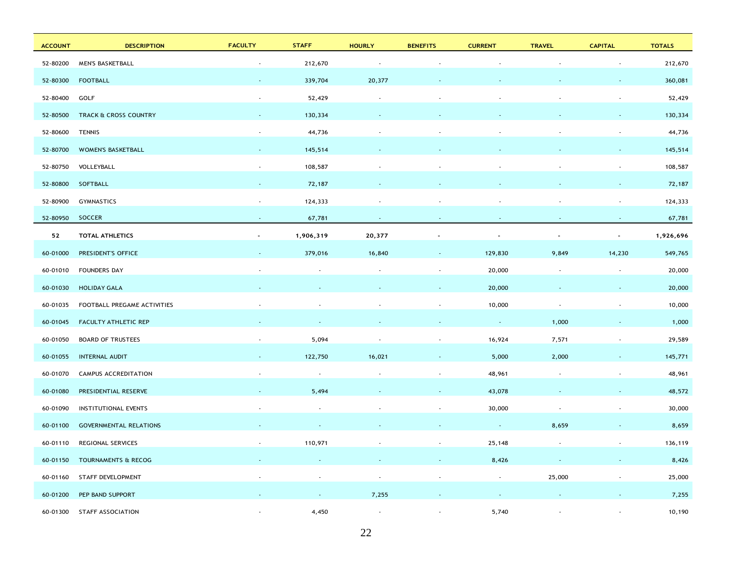| ACCOUNT | DESCRIPTION | FACULTY | STAFF | HOURLY | BENEFITS | CURRENT | TRAVEL | CAPITAL | TOTALS |
|---|---|---|---|---|---|---|---|---|---|
| 52-80200 | MEN'S BASKETBALL | - | 212,670 | - | - | - | - | - | 212,670 |
| 52-80300 | FOOTBALL | - | 339,704 | 20,377 | - | - | - | - | 360,081 |
| 52-80400 | GOLF | - | 52,429 | - | - | - | - | - | 52,429 |
| 52-80500 | TRACK & CROSS COUNTRY | - | 130,334 | - | - | - | - | - | 130,334 |
| 52-80600 | TENNIS | - | 44,736 | - | - | - | - | - | 44,736 |
| 52-80700 | WOMEN'S BASKETBALL | - | 145,514 | - | - | - | - | - | 145,514 |
| 52-80750 | VOLLEYBALL | - | 108,587 | - | - | - | - | - | 108,587 |
| 52-80800 | SOFTBALL | - | 72,187 | - | - | - | - | - | 72,187 |
| 52-80900 | GYMNASTICS | - | 124,333 | - | - | - | - | - | 124,333 |
| 52-80950 | SOCCER | - | 67,781 | - | - | - | - | - | 67,781 |
| **52** | **TOTAL ATHLETICS** | **-** | **1,906,319** | **20,377** | **-** | **-** | **-** | **-** | **1,926,696** |
| 60-01000 | PRESIDENT'S OFFICE | - | 379,016 | 16,840 | - | 129,830 | 9,849 | 14,230 | 549,765 |
| 60-01010 | FOUNDERS DAY | - | - | - | - | 20,000 | - | - | 20,000 |
| 60-01030 | HOLIDAY GALA | - | - | - | - | 20,000 | - | - | 20,000 |
| 60-01035 | FOOTBALL PREGAME ACTIVITIES | - | - | - | - | 10,000 | - | - | 10,000 |
| 60-01045 | FACULTY ATHLETIC REP | - | - | - | - | - | 1,000 | - | 1,000 |
| 60-01050 | BOARD OF TRUSTEES | - | 5,094 | - | - | 16,924 | 7,571 | - | 29,589 |
| 60-01055 | INTERNAL AUDIT | - | 122,750 | 16,021 | - | 5,000 | 2,000 | - | 145,771 |
| 60-01070 | CAMPUS ACCREDITATION | - | - | - | - | 48,961 | - | - | 48,961 |
| 60-01080 | PRESIDENTIAL RESERVE | - | 5,494 | - | - | 43,078 | - | - | 48,572 |
| 60-01090 | INSTITUTIONAL EVENTS | - | - | - | - | 30,000 | - | - | 30,000 |
| 60-01100 | GOVERNMENTAL RELATIONS | - | - | - | - | - | 8,659 | - | 8,659 |
| 60-01110 | REGIONAL SERVICES | - | 110,971 | - | - | 25,148 | - | - | 136,119 |
| 60-01150 | TOURNAMENTS & RECOG | - | - | - | - | 8,426 | - | - | 8,426 |
| 60-01160 | STAFF DEVELOPMENT | - | - | - | - | - | 25,000 | - | 25,000 |
| 60-01200 | PEP BAND SUPPORT | - | - | 7,255 | - | - | - | - | 7,255 |
| 60-01300 | STAFF ASSOCIATION | - | 4,450 | - | - | 5,740 | - | - | 10,190 |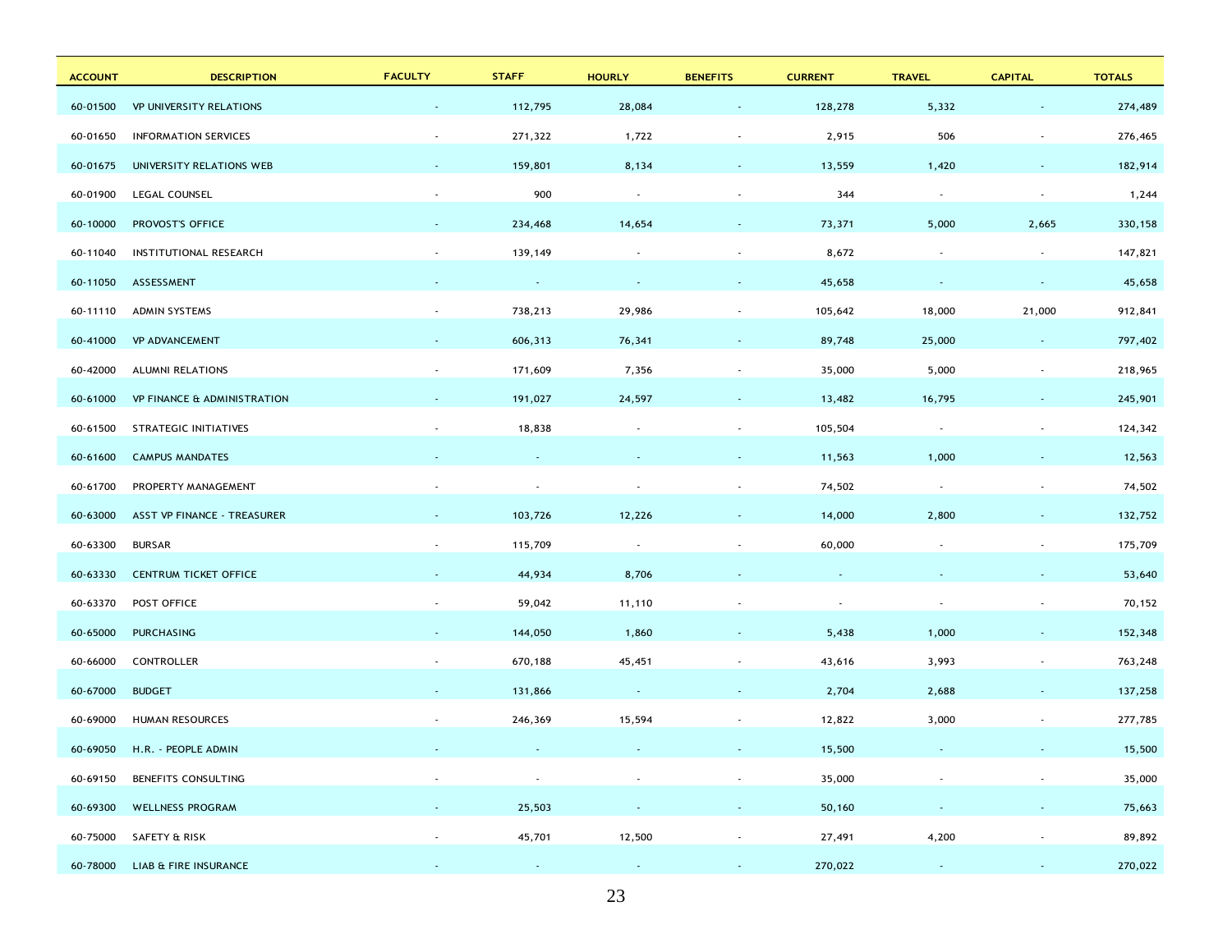| ACCOUNT | DESCRIPTION | FACULTY | STAFF | HOURLY | BENEFITS | CURRENT | TRAVEL | CAPITAL | TOTALS |
|---|---|---|---|---|---|---|---|---|---|
| 60-01500 | VP UNIVERSITY RELATIONS | - | 112,795 | 28,084 | - | 128,278 | 5,332 | - | 274,489 |
| 60-01650 | INFORMATION SERVICES | - | 271,322 | 1,722 | - | 2,915 | 506 | - | 276,465 |
| 60-01675 | UNIVERSITY RELATIONS WEB | - | 159,801 | 8,134 | - | 13,559 | 1,420 | - | 182,914 |
| 60-01900 | LEGAL COUNSEL | - | 900 | - | - | 344 | - | - | 1,244 |
| 60-10000 | PROVOST'S OFFICE | - | 234,468 | 14,654 | - | 73,371 | 5,000 | 2,665 | 330,158 |
| 60-11040 | INSTITUTIONAL RESEARCH | - | 139,149 | - | - | 8,672 | - | - | 147,821 |
| 60-11050 | ASSESSMENT | - | - | - | - | 45,658 | - | - | 45,658 |
| 60-11110 | ADMIN SYSTEMS | - | 738,213 | 29,986 | - | 105,642 | 18,000 | 21,000 | 912,841 |
| 60-41000 | VP ADVANCEMENT | - | 606,313 | 76,341 | - | 89,748 | 25,000 | - | 797,402 |
| 60-42000 | ALUMNI RELATIONS | - | 171,609 | 7,356 | - | 35,000 | 5,000 | - | 218,965 |
| 60-61000 | VP FINANCE & ADMINISTRATION | - | 191,027 | 24,597 | - | 13,482 | 16,795 | - | 245,901 |
| 60-61500 | STRATEGIC INITIATIVES | - | 18,838 | - | - | 105,504 | - | - | 124,342 |
| 60-61600 | CAMPUS MANDATES | - | - | - | - | 11,563 | 1,000 | - | 12,563 |
| 60-61700 | PROPERTY MANAGEMENT | - | - | - | - | 74,502 | - | - | 74,502 |
| 60-63000 | ASST VP FINANCE - TREASURER | - | 103,726 | 12,226 | - | 14,000 | 2,800 | - | 132,752 |
| 60-63300 | BURSAR | - | 115,709 | - | - | 60,000 | - | - | 175,709 |
| 60-63330 | CENTRUM TICKET OFFICE | - | 44,934 | 8,706 | - | - | - | - | 53,640 |
| 60-63370 | POST OFFICE | - | 59,042 | 11,110 | - | - | - | - | 70,152 |
| 60-65000 | PURCHASING | - | 144,050 | 1,860 | - | 5,438 | 1,000 | - | 152,348 |
| 60-66000 | CONTROLLER | - | 670,188 | 45,451 | - | 43,616 | 3,993 | - | 763,248 |
| 60-67000 | BUDGET | - | 131,866 | - | - | 2,704 | 2,688 | - | 137,258 |
| 60-69000 | HUMAN RESOURCES | - | 246,369 | 15,594 | - | 12,822 | 3,000 | - | 277,785 |
| 60-69050 | H.R. - PEOPLE ADMIN | - | - | - | - | 15,500 | - | - | 15,500 |
| 60-69150 | BENEFITS CONSULTING | - | - | - | - | 35,000 | - | - | 35,000 |
| 60-69300 | WELLNESS PROGRAM | - | 25,503 | - | - | 50,160 | - | - | 75,663 |
| 60-75000 | SAFETY & RISK | - | 45,701 | 12,500 | - | 27,491 | 4,200 | - | 89,892 |
| 60-78000 | LIAB & FIRE INSURANCE | - | - | - | - | 270,022 | - | - | 270,022 |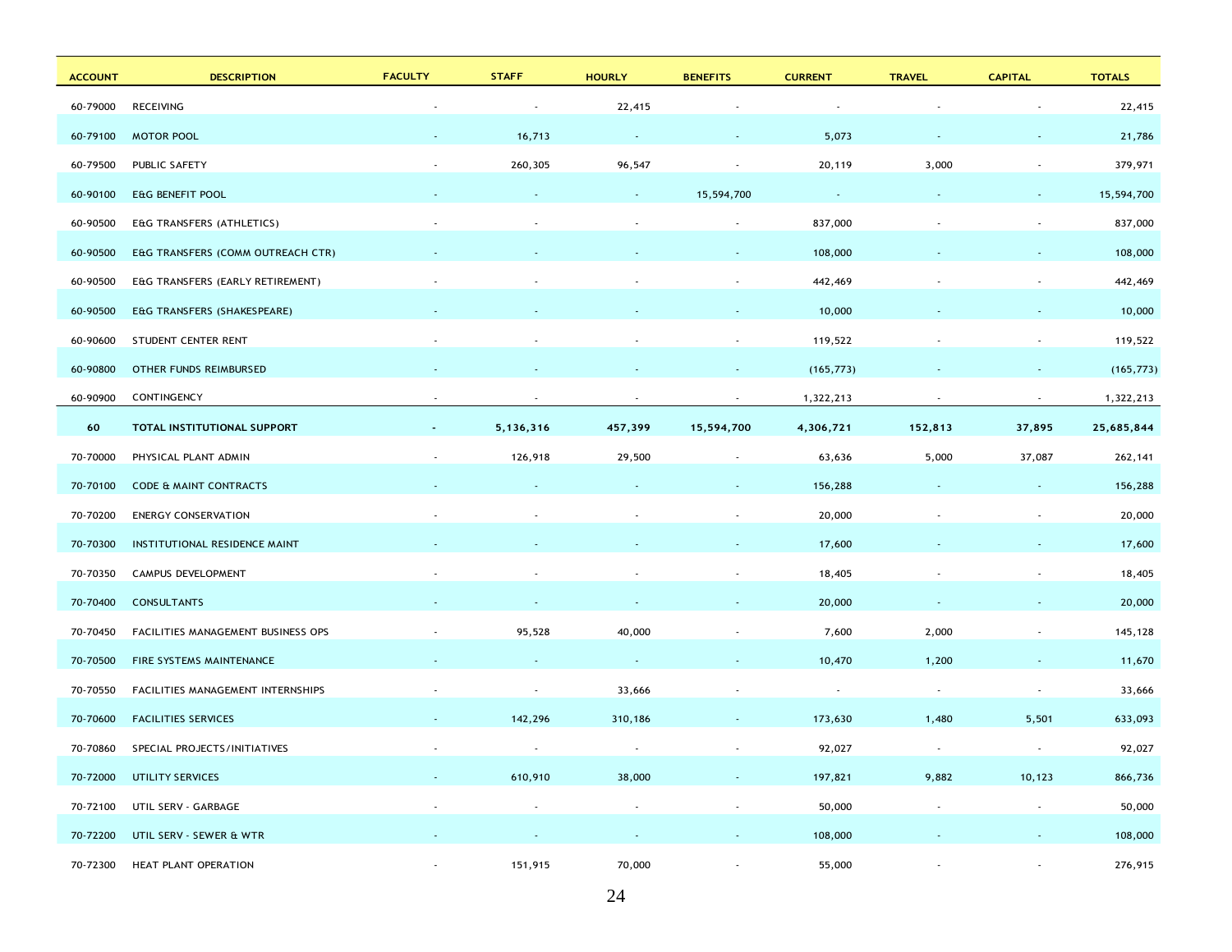| ACCOUNT | DESCRIPTION | FACULTY | STAFF | HOURLY | BENEFITS | CURRENT | TRAVEL | CAPITAL | TOTALS |
|---|---|---|---|---|---|---|---|---|---|
| 60-79000 | RECEIVING | - | - | 22,415 | - | - | - | - | 22,415 |
| 60-79100 | MOTOR POOL | - | 16,713 | - | - | 5,073 | - | - | 21,786 |
| 60-79500 | PUBLIC SAFETY | - | 260,305 | 96,547 | - | 20,119 | 3,000 | - | 379,971 |
| 60-90100 | E&G BENEFIT POOL | - | - | - | 15,594,700 | - | - | - | 15,594,700 |
| 60-90500 | E&G TRANSFERS (ATHLETICS) | - | - | - | - | 837,000 | - | - | 837,000 |
| 60-90500 | E&G TRANSFERS (COMM OUTREACH CTR) | - | - | - | - | 108,000 | - | - | 108,000 |
| 60-90500 | E&G TRANSFERS (EARLY RETIREMENT) | - | - | - | - | 442,469 | - | - | 442,469 |
| 60-90500 | E&G TRANSFERS (SHAKESPEARE) | - | - | - | - | 10,000 | - | - | 10,000 |
| 60-90600 | STUDENT CENTER RENT | - | - | - | - | 119,522 | - | - | 119,522 |
| 60-90800 | OTHER FUNDS REIMBURSED | - | - | - | - | (165,773) | - | - | (165,773) |
| 60-90900 | CONTINGENCY | - | - | - | - | 1,322,213 | - | - | 1,322,213 |
| **60** | **TOTAL INSTITUTIONAL SUPPORT** | **-** | **5,136,316** | **457,399** | **15,594,700** | **4,306,721** | **152,813** | **37,895** | **25,685,844** |
| 70-70000 | PHYSICAL PLANT ADMIN | - | 126,918 | 29,500 | - | 63,636 | 5,000 | 37,087 | 262,141 |
| 70-70100 | CODE & MAINT CONTRACTS | - | - | - | - | 156,288 | - | - | 156,288 |
| 70-70200 | ENERGY CONSERVATION | - | - | - | - | 20,000 | - | - | 20,000 |
| 70-70300 | INSTITUTIONAL RESIDENCE MAINT | - | - | - | - | 17,600 | - | - | 17,600 |
| 70-70350 | CAMPUS DEVELOPMENT | - | - | - | - | 18,405 | - | - | 18,405 |
| 70-70400 | CONSULTANTS | - | - | - | - | 20,000 | - | - | 20,000 |
| 70-70450 | FACILITIES MANAGEMENT BUSINESS OPS | - | 95,528 | 40,000 | - | 7,600 | 2,000 | - | 145,128 |
| 70-70500 | FIRE SYSTEMS MAINTENANCE | - | - | - | - | 10,470 | 1,200 | - | 11,670 |
| 70-70550 | FACILITIES MANAGEMENT INTERNSHIPS | - | - | 33,666 | - | - | - | - | 33,666 |
| 70-70600 | FACILITIES SERVICES | - | 142,296 | 310,186 | - | 173,630 | 1,480 | 5,501 | 633,093 |
| 70-70860 | SPECIAL PROJECTS/INITIATIVES | - | - | - | - | 92,027 | - | - | 92,027 |
| 70-72000 | UTILITY SERVICES | - | 610,910 | 38,000 | - | 197,821 | 9,882 | 10,123 | 866,736 |
| 70-72100 | UTIL SERV - GARBAGE | - | - | - | - | 50,000 | - | - | 50,000 |
| 70-72200 | UTIL SERV - SEWER & WTR | - | - | - | - | 108,000 | - | - | 108,000 |
| 70-72300 | HEAT PLANT OPERATION | - | 151,915 | 70,000 | - | 55,000 | - | - | 276,915 |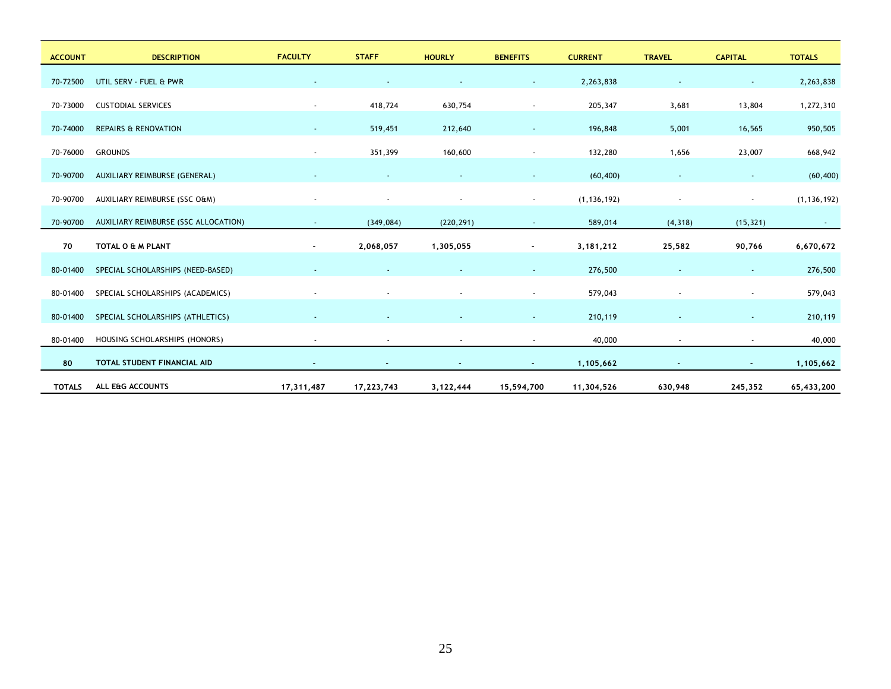| ACCOUNT | DESCRIPTION | FACULTY | STAFF | HOURLY | BENEFITS | CURRENT | TRAVEL | CAPITAL | TOTALS |
|---|---|---|---|---|---|---|---|---|---|
| 70-72500 | UTIL SERV - FUEL & PWR | - | - | - | - | 2,263,838 | - | - | 2,263,838 |
| 70-73000 | CUSTODIAL SERVICES | - | 418,724 | 630,754 | - | 205,347 | 3,681 | 13,804 | 1,272,310 |
| 70-74000 | REPAIRS & RENOVATION | - | 519,451 | 212,640 | - | 196,848 | 5,001 | 16,565 | 950,505 |
| 70-76000 | GROUNDS | - | 351,399 | 160,600 | - | 132,280 | 1,656 | 23,007 | 668,942 |
| 70-90700 | AUXILIARY REIMBURSE (GENERAL) | - | - | - | - | (60,400) | - | - | (60,400) |
| 70-90700 | AUXILIARY REIMBURSE (SSC O&M) | - | - | - | - | (1,136,192) | - | - | (1,136,192) |
| 70-90700 | AUXILIARY REIMBURSE (SSC ALLOCATION) | - | (349,084) | (220,291) | - | 589,014 | (4,318) | (15,321) | - |
| **70** | **TOTAL O & M PLANT** | **-** | **2,068,057** | **1,305,055** | **-** | **3,181,212** | **25,582** | **90,766** | **6,670,672** |
| 80-01400 | SPECIAL SCHOLARSHIPS (NEED-BASED) | - | - | - | - | 276,500 | - | - | 276,500 |
| 80-01400 | SPECIAL SCHOLARSHIPS (ACADEMICS) | - | - | - | - | 579,043 | - | - | 579,043 |
| 80-01400 | SPECIAL SCHOLARSHIPS (ATHLETICS) | - | - | - | - | 210,119 | - | - | 210,119 |
| 80-01400 | HOUSING SCHOLARSHIPS (HONORS) | - | - | - | - | 40,000 | - | - | 40,000 |
| **80** | **TOTAL STUDENT FINANCIAL AID** | **-** | **-** | **-** | **-** | **1,105,662** | **-** | **-** | **1,105,662** |
| **TOTALS** | **ALL E&G ACCOUNTS** | **17,311,487** | **17,223,743** | **3,122,444** | **15,594,700** | **11,304,526** | **630,948** | **245,352** | **65,433,200** |